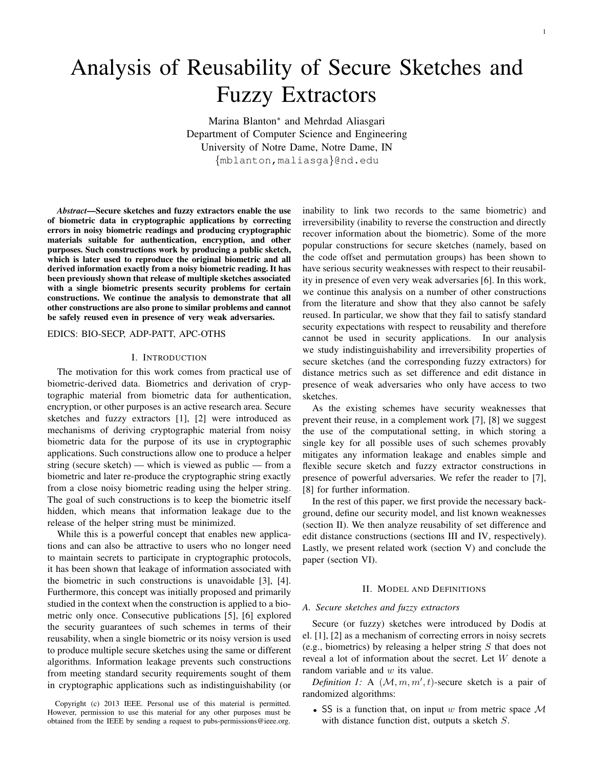# Analysis of Reusability of Secure Sketches and Fuzzy Extractors

Marina Blanton* and Mehrdad Aliasgari
Department of Computer Science and Engineering
University of Notre Dame, Notre Dame, IN
{mblanton,maliasga}@nd.edu

***Abstract*—Secure sketches and fuzzy extractors enable the use of biometric data in cryptographic applications by correcting errors in noisy biometric readings and producing cryptographic materials suitable for authentication, encryption, and other purposes. Such constructions work by producing a public sketch, which is later used to reproduce the original biometric and all derived information exactly from a noisy biometric reading. It has been previously shown that release of multiple sketches associated with a single biometric presents security problems for certain constructions. We continue the analysis to demonstrate that all other constructions are also prone to similar problems and cannot be safely reused even in presence of very weak adversaries.**

EDICS: BIO-SECP, ADP-PATT, APC-OTHS

## I. Introduction

The motivation for this work comes from practical use of biometric-derived data. Biometrics and derivation of cryptographic material from biometric data for authentication, encryption, or other purposes is an active research area. Secure sketches and fuzzy extractors [1], [2] were introduced as mechanisms of deriving cryptographic material from noisy biometric data for the purpose of its use in cryptographic applications. Such constructions allow one to produce a helper string (secure sketch) — which is viewed as public — from a biometric and later re-produce the cryptographic string exactly from a close noisy biometric reading using the helper string. The goal of such constructions is to keep the biometric itself hidden, which means that information leakage due to the release of the helper string must be minimized.

While this is a powerful concept that enables new applications and can also be attractive to users who no longer need to maintain secrets to participate in cryptographic protocols, it has been shown that leakage of information associated with the biometric in such constructions is unavoidable [3], [4]. Furthermore, this concept was initially proposed and primarily studied in the context when the construction is applied to a biometric only once. Consecutive publications [5], [6] explored the security guarantees of such schemes in terms of their reusability, when a single biometric or its noisy version is used to produce multiple secure sketches using the same or different algorithms. Information leakage prevents such constructions from meeting standard security requirements sought of them in cryptographic applications such as indistinguishability (or inability to link two records to the same biometric) and irreversibility (inability to reverse the construction and directly recover information about the biometric). Some of the more popular constructions for secure sketches (namely, based on the code offset and permutation groups) has been shown to have serious security weaknesses with respect to their reusability in presence of even very weak adversaries [6]. In this work, we continue this analysis on a number of other constructions from the literature and show that they also cannot be safely reused. In particular, we show that they fail to satisfy standard security expectations with respect to reusability and therefore cannot be used in security applications. In our analysis we study indistinguishability and irreversibility properties of secure sketches (and the corresponding fuzzy extractors) for distance metrics such as set difference and edit distance in presence of weak adversaries who only have access to two sketches.

As the existing schemes have security weaknesses that prevent their reuse, in a complement work [7], [8] we suggest the use of the computational setting, in which storing a single key for all possible uses of such schemes provably mitigates any information leakage and enables simple and flexible secure sketch and fuzzy extractor constructions in presence of powerful adversaries. We refer the reader to [7], [8] for further information.

In the rest of this paper, we first provide the necessary background, define our security model, and list known weaknesses (section II). We then analyze reusability of set difference and edit distance constructions (sections III and IV, respectively). Lastly, we present related work (section V) and conclude the paper (section VI).

## II. Model and Definitions

### A. Secure sketches and fuzzy extractors

Secure (or fuzzy) sketches were introduced by Dodis at el. [1], [2] as a mechanism of correcting errors in noisy secrets (e.g., biometrics) by releasing a helper string $S$ that does not reveal a lot of information about the secret. Let $W$ denote a random variable and $w$ its value.

*Definition 1:* A $(\mathcal{M}, m, m', t)$-secure sketch is a pair of randomized algorithms:

- SS is a function that, on input $w$ from metric space $\mathcal{M}$ with distance function dist, outputs a sketch $S$.

Copyright (c) 2013 IEEE. Personal use of this material is permitted. However, permission to use this material for any other purposes must be obtained from the IEEE by sending a request to pubs-permissions@ieee.org.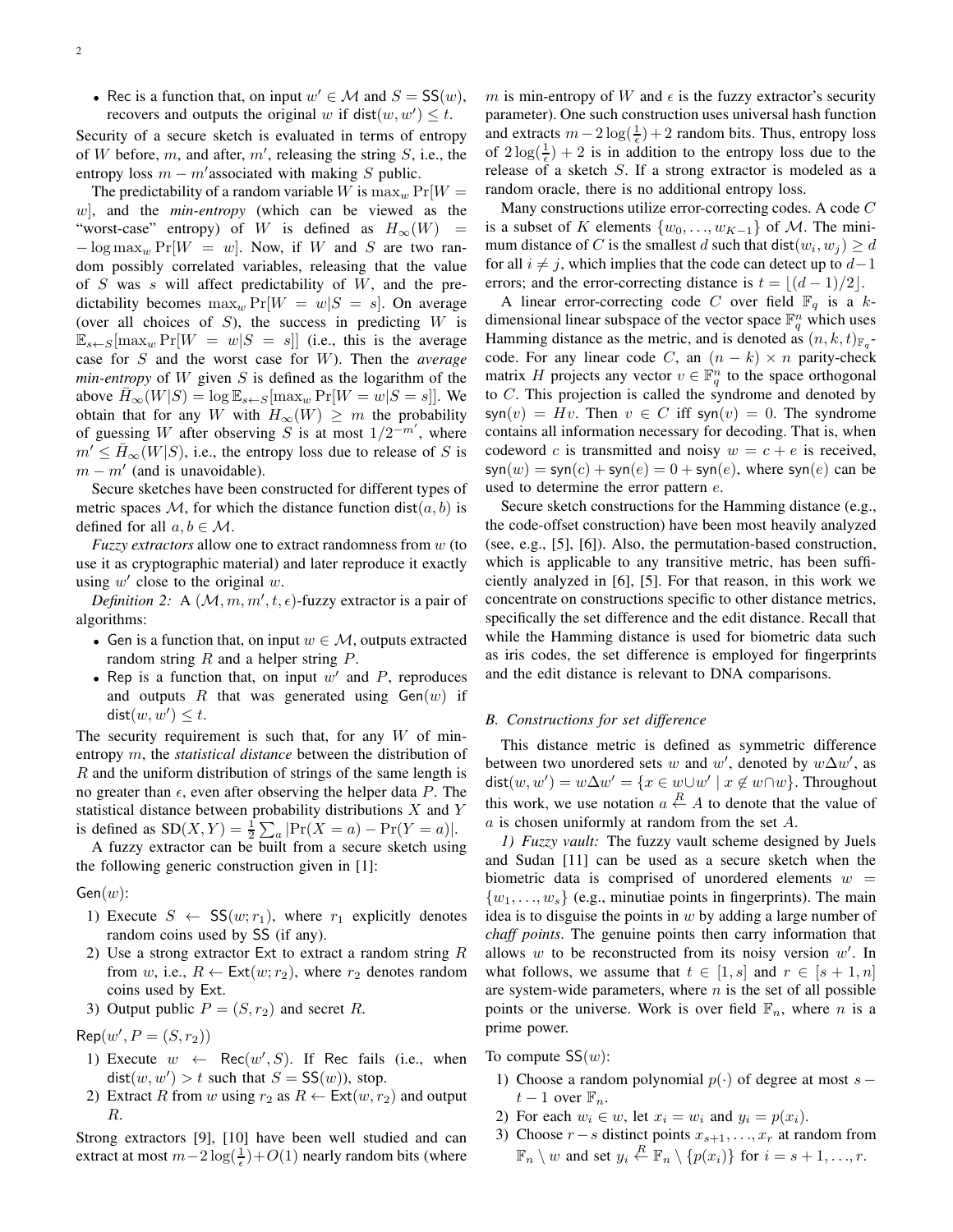- Rec is a function that, on input $w' \in \mathcal{M}$ and $S = \mathsf{SS}(w)$, recovers and outputs the original $w$ if $\mathsf{dist}(w, w') \leq t$.

Security of a secure sketch is evaluated in terms of entropy of $W$ before, $m$, and after, $m'$, releasing the string $S$, i.e., the entropy loss $m - m'$associated with making $S$ public.

The predictability of a random variable $W$ is $\max_w \Pr[W = w]$, and the *min-entropy* (which can be viewed as the "worst-case" entropy) of $W$ is defined as $H_\infty(W) = -\log \max_w \Pr[W = w]$. Now, if $W$ and $S$ are two random possibly correlated variables, releasing that the value of $S$ was $s$ will affect predictability of $W$, and the predictability becomes $\max_w \Pr[W = w|S = s]$. On average (over all choices of $S$), the success in predicting $W$ is $\mathbb{E}_{s \leftarrow S}[\max_w \Pr[W = w|S = s]]$ (i.e., this is the average case for $S$ and the worst case for $W$). Then the *average min-entropy* of $W$ given $S$ is defined as the logarithm of the above $\tilde{H}_\infty(W|S) = \log \mathbb{E}_{s \leftarrow S}[\max_w \Pr[W = w|S = s]]$. We obtain that for any $W$ with $H_\infty(W) \geq m$ the probability of guessing $W$ after observing $S$ is at most $1/2^{-m'}$, where $m' \leq \tilde{H}_\infty(W|S)$, i.e., the entropy loss due to release of $S$ is $m - m'$ (and is unavoidable).

Secure sketches have been constructed for different types of metric spaces $\mathcal{M}$, for which the distance function $\mathsf{dist}(a, b)$ is defined for all $a, b \in \mathcal{M}$.

*Fuzzy extractors* allow one to extract randomness from $w$ (to use it as cryptographic material) and later reproduce it exactly using $w'$ close to the original $w$.

*Definition 2:* A $(\mathcal{M}, m, m', t, \epsilon)$-fuzzy extractor is a pair of algorithms:

- Gen is a function that, on input $w \in \mathcal{M}$, outputs extracted random string $R$ and a helper string $P$.
- Rep is a function that, on input $w'$ and $P$, reproduces and outputs $R$ that was generated using $\mathsf{Gen}(w)$ if $\mathsf{dist}(w, w') \leq t$.

The security requirement is such that, for any $W$ of min-entropy $m$, the *statistical distance* between the distribution of $R$ and the uniform distribution of strings of the same length is no greater than $\epsilon$, even after observing the helper data $P$. The statistical distance between probability distributions $X$ and $Y$ is defined as $\mathrm{SD}(X, Y) = \frac{1}{2}\sum_a |\Pr(X = a) - \Pr(Y = a)|$.

A fuzzy extractor can be built from a secure sketch using the following generic construction given in [1]:

$\mathsf{Gen}(w)$:

1) Execute $S \leftarrow \mathsf{SS}(w; r_1)$, where $r_1$ explicitly denotes random coins used by SS (if any).
2) Use a strong extractor Ext to extract a random string $R$ from $w$, i.e., $R \leftarrow \mathsf{Ext}(w; r_2)$, where $r_2$ denotes random coins used by Ext.
3) Output public $P = (S, r_2)$ and secret $R$.

$\mathsf{Rep}(w', P = (S, r_2))$

1) Execute $w \leftarrow \mathsf{Rec}(w', S)$. If Rec fails (i.e., when $\mathsf{dist}(w, w') > t$ such that $S = \mathsf{SS}(w)$), stop.
2) Extract $R$ from $w$ using $r_2$ as $R \leftarrow \mathsf{Ext}(w, r_2)$ and output $R$.

Strong extractors [9], [10] have been well studied and can extract at most $m - 2\log(\frac{1}{\epsilon}) + O(1)$ nearly random bits (where $m$ is min-entropy of $W$ and $\epsilon$ is the fuzzy extractor's security parameter). One such construction uses universal hash function and extracts $m - 2\log(\frac{1}{\epsilon}) + 2$ random bits. Thus, entropy loss of $2\log(\frac{1}{\epsilon}) + 2$ is in addition to the entropy loss due to the release of a sketch $S$. If a strong extractor is modeled as a random oracle, there is no additional entropy loss.

Many constructions utilize error-correcting codes. A code $C$ is a subset of $K$ elements $\{w_0, \ldots, w_{K-1}\}$ of $\mathcal{M}$. The minimum distance of $C$ is the smallest $d$ such that $\mathsf{dist}(w_i, w_j) \geq d$ for all $i \neq j$, which implies that the code can detect up to $d-1$ errors; and the error-correcting distance is $t = \lfloor (d-1)/2 \rfloor$.

A linear error-correcting code $C$ over field $\mathbb{F}_q$ is a $k$-dimensional linear subspace of the vector space $\mathbb{F}_q^n$ which uses Hamming distance as the metric, and is denoted as $(n, k, t)_{\mathbb{F}_q}$-code. For any linear code $C$, an $(n-k) \times n$ parity-check matrix $H$ projects any vector $v \in \mathbb{F}_q^n$ to the space orthogonal to $C$. This projection is called the syndrome and denoted by $\mathsf{syn}(v) = Hv$. Then $v \in C$ iff $\mathsf{syn}(v) = 0$. The syndrome contains all information necessary for decoding. That is, when codeword $c$ is transmitted and noisy $w = c + e$ is received, $\mathsf{syn}(w) = \mathsf{syn}(c) + \mathsf{syn}(e) = 0 + \mathsf{syn}(e)$, where $\mathsf{syn}(e)$ can be used to determine the error pattern $e$.

Secure sketch constructions for the Hamming distance (e.g., the code-offset construction) have been most heavily analyzed (see, e.g., [5], [6]). Also, the permutation-based construction, which is applicable to any transitive metric, has been sufficiently analyzed in [6], [5]. For that reason, in this work we concentrate on constructions specific to other distance metrics, specifically the set difference and the edit distance. Recall that while the Hamming distance is used for biometric data such as iris codes, the set difference is employed for fingerprints and the edit distance is relevant to DNA comparisons.

### B. Constructions for set difference

This distance metric is defined as symmetric difference between two unordered sets $w$ and $w'$, denoted by $w \Delta w'$, as $\mathsf{dist}(w, w') = w \Delta w' = \{x \in w \cup w' \mid x \notin w \cap w\}$. Throughout this work, we use notation $a \xleftarrow{R} A$ to denote that the value of $a$ is chosen uniformly at random from the set $A$.

*1) Fuzzy vault:* The fuzzy vault scheme designed by Juels and Sudan [11] can be used as a secure sketch when the biometric data is comprised of unordered elements $w = \{w_1, \ldots, w_s\}$ (e.g., minutiae points in fingerprints). The main idea is to disguise the points in $w$ by adding a large number of *chaff points*. The genuine points then carry information that allows $w$ to be reconstructed from its noisy version $w'$. In what follows, we assume that $t \in [1, s]$ and $r \in [s+1, n]$ are system-wide parameters, where $n$ is the set of all possible points or the universe. Work is over field $\mathbb{F}_n$, where $n$ is a prime power.

To compute $\mathsf{SS}(w)$:

1) Choose a random polynomial $p(\cdot)$ of degree at most $s - t - 1$ over $\mathbb{F}_n$.
2) For each $w_i \in w$, let $x_i = w_i$ and $y_i = p(x_i)$.
3) Choose $r - s$ distinct points $x_{s+1}, \ldots, x_r$ at random from $\mathbb{F}_n \setminus w$ and set $y_i \xleftarrow{R} \mathbb{F}_n \setminus \{p(x_i)\}$ for $i = s+1, \ldots, r$.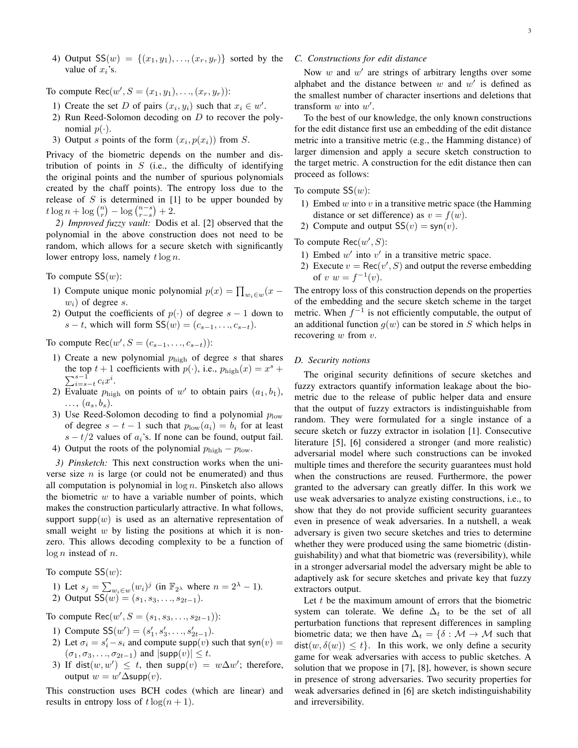4) Output $\mathsf{SS}(w) = \{(x_1, y_1), \ldots, (x_r, y_r)\}$ sorted by the value of $x_i$'s.

To compute $\mathsf{Rec}(w', S = (x_1, y_1), \ldots, (x_r, y_r))$:

1) Create the set $D$ of pairs $(x_i, y_i)$ such that $x_i \in w'$.
2) Run Reed-Solomon decoding on $D$ to recover the polynomial $p(\cdot)$.
3) Output $s$ points of the form $(x_i, p(x_i))$ from $S$.

Privacy of the biometric depends on the number and distribution of points in $S$ (i.e., the difficulty of identifying the original points and the number of spurious polynomials created by the chaff points). The entropy loss due to the release of $S$ is determined in [1] to be upper bounded by $t \log n + \log \binom{n}{r} - \log \binom{n-s}{r-s} + 2$.

*2) Improved fuzzy vault:* Dodis et al. [2] observed that the polynomial in the above construction does not need to be random, which allows for a secure sketch with significantly lower entropy loss, namely $t \log n$.

To compute $\mathsf{SS}(w)$:

1) Compute unique monic polynomial $p(x) = \prod_{w_i \in w}(x - w_i)$ of degree $s$.
2) Output the coefficients of $p(\cdot)$ of degree $s-1$ down to $s-t$, which will form $\mathsf{SS}(w) = (c_{s-1}, \ldots, c_{s-t})$.

To compute $\mathsf{Rec}(w', S = (c_{s-1}, \ldots, c_{s-t}))$:

1) Create a new polynomial $p_{\text{high}}$ of degree $s$ that shares the top $t+1$ coefficients with $p(\cdot)$, i.e., $p_{\text{high}}(x) = x^s + \sum_{i=s-t}^{s-1} c_i x^i$.
2) Evaluate $p_{\text{high}}$ on points of $w'$ to obtain pairs $(a_1, b_1)$, $\ldots$, $(a_s, b_s)$.
3) Use Reed-Solomon decoding to find a polynomial $p_{\text{low}}$ of degree $s-t-1$ such that $p_{\text{low}}(a_i) = b_i$ for at least $s - t/2$ values of $a_i$'s. If none can be found, output fail.
4) Output the roots of the polynomial $p_{\text{high}} - p_{\text{low}}$.

*3) Pinsketch:* This next construction works when the universe size $n$ is large (or could not be enumerated) and thus all computation is polynomial in $\log n$. Pinsketch also allows the biometric $w$ to have a variable number of points, which makes the construction particularly attractive. In what follows, support $\mathsf{supp}(w)$ is used as an alternative representation of small weight $w$ by listing the positions at which it is nonzero. This allows decoding complexity to be a function of $\log n$ instead of $n$.

To compute $\mathsf{SS}(w)$:

1) Let $s_j = \sum_{w_i \in w}(w_i)^j$ (in $\mathbb{F}_{2^\lambda}$ where $n = 2^\lambda - 1$).
2) Output $\mathsf{SS}(w) = (s_1, s_3, \ldots, s_{2t-1})$.

To compute $\mathsf{Rec}(w', S = (s_1, s_3, \ldots, s_{2t-1}))$:

1) Compute $\mathsf{SS}(w') = (s'_1, s'_3, \ldots, s'_{2t-1})$.
2) Let $\sigma_i = s'_i - s_i$ and compute $\mathsf{supp}(v)$ such that $\mathsf{syn}(v) = (\sigma_1, \sigma_3, \ldots, \sigma_{2t-1})$ and $|\mathsf{supp}(v)| \leq t$.
3) If $\mathsf{dist}(w, w') \leq t$, then $\mathsf{supp}(v) = w \Delta w'$; therefore, output $w = w' \Delta \mathsf{supp}(v)$.

This construction uses BCH codes (which are linear) and results in entropy loss of $t \log(n+1)$.

### C. Constructions for edit distance

Now $w$ and $w'$ are strings of arbitrary lengths over some alphabet and the distance between $w$ and $w'$ is defined as the smallest number of character insertions and deletions that transform $w$ into $w'$.

To the best of our knowledge, the only known constructions for the edit distance first use an embedding of the edit distance metric into a transitive metric (e.g., the Hamming distance) of larger dimension and apply a secure sketch construction to the target metric. A construction for the edit distance then can proceed as follows:

To compute $\mathsf{SS}(w)$:

1) Embed $w$ into $v$ in a transitive metric space (the Hamming distance or set difference) as $v = f(w)$.
2) Compute and output $\mathsf{SS}(v) = \mathsf{syn}(v)$.

To compute $\mathsf{Rec}(w', S)$:

1) Embed $w'$ into $v'$ in a transitive metric space.
2) Execute $v = \mathsf{Rec}(v', S)$ and output the reverse embedding of $v$ $w = f^{-1}(v)$.

The entropy loss of this construction depends on the properties of the embedding and the secure sketch scheme in the target metric. When $f^{-1}$ is not efficiently computable, the output of an additional function $g(w)$ can be stored in $S$ which helps in recovering $w$ from $v$.

### D. Security notions

The original security definitions of secure sketches and fuzzy extractors quantify information leakage about the biometric due to the release of public helper data and ensure that the output of fuzzy extractors is indistinguishable from random. They were formulated for a single instance of a secure sketch or fuzzy extractor in isolation [1]. Consecutive literature [5], [6] considered a stronger (and more realistic) adversarial model where such constructions can be invoked multiple times and therefore the security guarantees must hold when the constructions are reused. Furthermore, the power granted to the adversary can greatly differ. In this work we use weak adversaries to analyze existing constructions, i.e., to show that they do not provide sufficient security guarantees even in presence of weak adversaries. In a nutshell, a weak adversary is given two secure sketches and tries to determine whether they were produced using the same biometric (distinguishability) and what that biometric was (reversibility), while in a stronger adversarial model the adversary might be able to adaptively ask for secure sketches and private key that fuzzy extractors output.

Let $t$ be the maximum amount of errors that the biometric system can tolerate. We define $\Delta_t$ to be the set of all perturbation functions that represent differences in sampling biometric data; we then have $\Delta_t = \{\delta : \mathcal{M} \to \mathcal{M}$ such that $\mathsf{dist}(w, \delta(w)) \leq t\}$. In this work, we only define a security game for weak adversaries with access to public sketches. A solution that we propose in [7], [8], however, is shown secure in presence of strong adversaries. Two security properties for weak adversaries defined in [6] are sketch indistinguishability and irreversibility.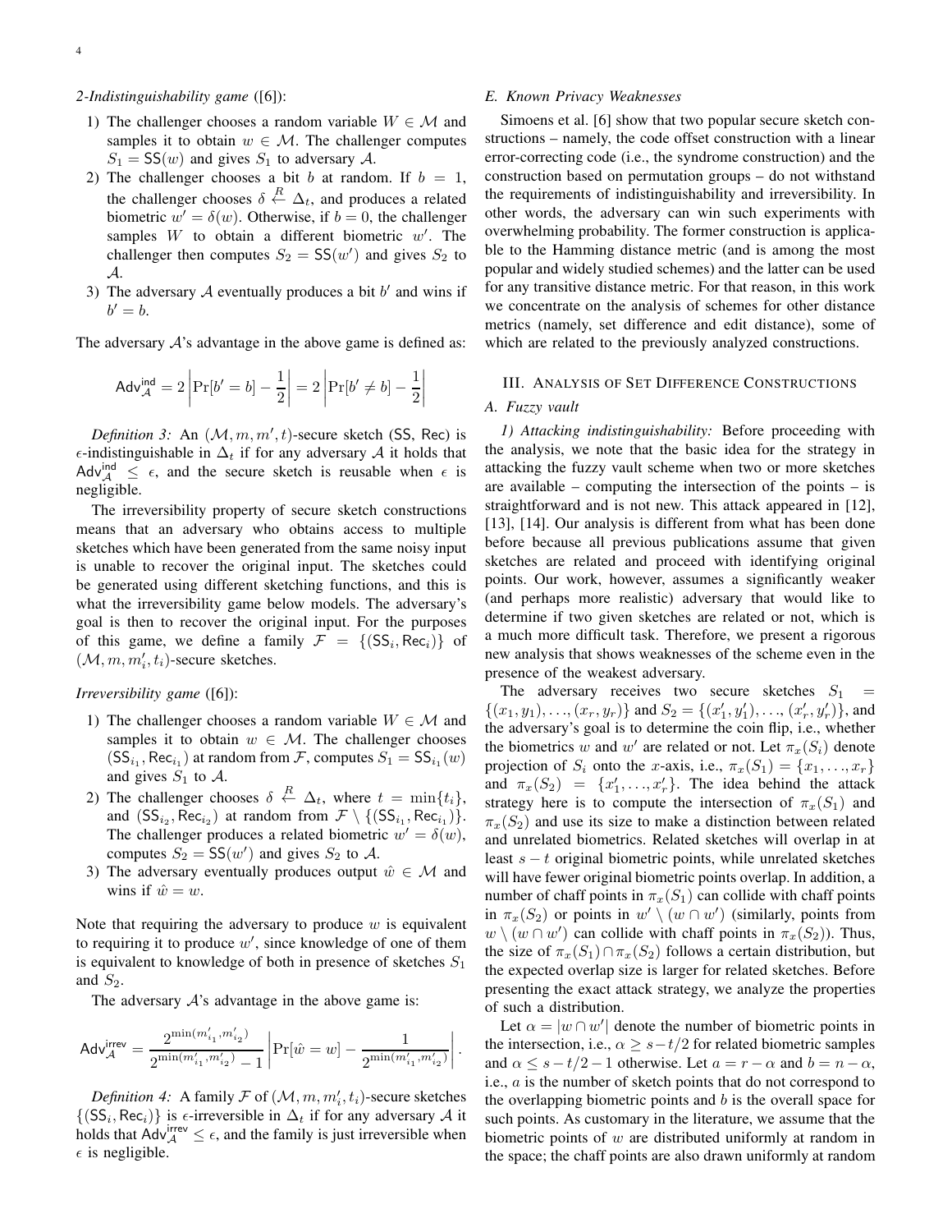*2-Indistinguishability game* ([6]):

1) The challenger chooses a random variable $W \in \mathcal{M}$ and samples it to obtain $w \in \mathcal{M}$. The challenger computes $S_1 = \mathsf{SS}(w)$ and gives $S_1$ to adversary $\mathcal{A}$.
2) The challenger chooses a bit $b$ at random. If $b = 1$, the challenger chooses $\delta \xleftarrow{R} \Delta_t$, and produces a related biometric $w' = \delta(w)$. Otherwise, if $b = 0$, the challenger samples $W$ to obtain a different biometric $w'$. The challenger then computes $S_2 = \mathsf{SS}(w')$ and gives $S_2$ to $\mathcal{A}$.
3) The adversary $\mathcal{A}$ eventually produces a bit $b'$ and wins if $b' = b$.

The adversary $\mathcal{A}$'s advantage in the above game is defined as:

$$\mathsf{Adv}^{\mathsf{ind}}_{\mathcal{A}} = 2\left|\Pr[b' = b] - \frac{1}{2}\right| = 2\left|\Pr[b' \neq b] - \frac{1}{2}\right|$$

*Definition 3:* An $(\mathcal{M}, m, m', t)$-secure sketch $(\mathsf{SS}, \mathsf{Rec})$ is $\epsilon$-indistinguishable in $\Delta_t$ if for any adversary $\mathcal{A}$ it holds that $\mathsf{Adv}^{\mathsf{ind}}_{\mathcal{A}} \leq \epsilon$, and the secure sketch is reusable when $\epsilon$ is negligible.

The irreversibility property of secure sketch constructions means that an adversary who obtains access to multiple sketches which have been generated from the same noisy input is unable to recover the original input. The sketches could be generated using different sketching functions, and this is what the irreversibility game below models. The adversary's goal is then to recover the original input. For the purposes of this game, we define a family $\mathcal{F} = \{(\mathsf{SS}_i, \mathsf{Rec}_i)\}$ of $(\mathcal{M}, m, m'_i, t_i)$-secure sketches.

*Irreversibility game* ([6]):

1) The challenger chooses a random variable $W \in \mathcal{M}$ and samples it to obtain $w \in \mathcal{M}$. The challenger chooses $(\mathsf{SS}_{i_1}, \mathsf{Rec}_{i_1})$ at random from $\mathcal{F}$, computes $S_1 = \mathsf{SS}_{i_1}(w)$ and gives $S_1$ to $\mathcal{A}$.
2) The challenger chooses $\delta \xleftarrow{R} \Delta_t$, where $t = \min\{t_i\}$, and $(\mathsf{SS}_{i_2}, \mathsf{Rec}_{i_2})$ at random from $\mathcal{F} \setminus \{(\mathsf{SS}_{i_1}, \mathsf{Rec}_{i_1})\}$. The challenger produces a related biometric $w' = \delta(w)$, computes $S_2 = \mathsf{SS}(w')$ and gives $S_2$ to $\mathcal{A}$.
3) The adversary eventually produces output $\hat{w} \in \mathcal{M}$ and wins if $\hat{w} = w$.

Note that requiring the adversary to produce $w$ is equivalent to requiring it to produce $w'$, since knowledge of one of them is equivalent to knowledge of both in presence of sketches $S_1$ and $S_2$.

The adversary $\mathcal{A}$'s advantage in the above game is:

$$\mathsf{Adv}^{\mathsf{irrev}}_{\mathcal{A}} = \frac{2^{\min(m'_{i_1}, m'_{i_2})}}{2^{\min(m'_{i_1}, m'_{i_2})} - 1}\left|\Pr[\hat{w} = w] - \frac{1}{2^{\min(m'_{i_1}, m'_{i_2})}}\right|.$$

*Definition 4:* A family $\mathcal{F}$ of $(\mathcal{M}, m, m'_i, t_i)$-secure sketches $\{(\mathsf{SS}_i, \mathsf{Rec}_i)\}$ is $\epsilon$-irreversible in $\Delta_t$ if for any adversary $\mathcal{A}$ it holds that $\mathsf{Adv}^{\mathsf{irrev}}_{\mathcal{A}} \leq \epsilon$, and the family is just irreversible when $\epsilon$ is negligible.

### *E. Known Privacy Weaknesses*

Simoens et al. [6] show that two popular secure sketch constructions – namely, the code offset construction with a linear error-correcting code (i.e., the syndrome construction) and the construction based on permutation groups – do not withstand the requirements of indistinguishability and irreversibility. In other words, the adversary can win such experiments with overwhelming probability. The former construction is applicable to the Hamming distance metric (and is among the most popular and widely studied schemes) and the latter can be used for any transitive distance metric. For that reason, in this work we concentrate on the analysis of schemes for other distance metrics (namely, set difference and edit distance), some of which are related to the previously analyzed constructions.

## III. Analysis of Set Difference Constructions

### *A. Fuzzy vault*

*1) Attacking indistinguishability:* Before proceeding with the analysis, we note that the basic idea for the strategy in attacking the fuzzy vault scheme when two or more sketches are available – computing the intersection of the points – is straightforward and is not new. This attack appeared in [12], [13], [14]. Our analysis is different from what has been done before because all previous publications assume that given sketches are related and proceed with identifying original points. Our work, however, assumes a significantly weaker (and perhaps more realistic) adversary that would like to determine if two given sketches are related or not, which is a much more difficult task. Therefore, we present a rigorous new analysis that shows weaknesses of the scheme even in the presence of the weakest adversary.

The adversary receives two secure sketches $S_1 = \{(x_1, y_1), \ldots, (x_r, y_r)\}$ and $S_2 = \{(x'_1, y'_1), \ldots, (x'_r, y'_r)\}$, and the adversary's goal is to determine the coin flip, i.e., whether the biometrics $w$ and $w'$ are related or not. Let $\pi_x(S_i)$ denote projection of $S_i$ onto the $x$-axis, i.e., $\pi_x(S_1) = \{x_1, \ldots, x_r\}$ and $\pi_x(S_2) = \{x'_1, \ldots, x'_r\}$. The idea behind the attack strategy here is to compute the intersection of $\pi_x(S_1)$ and $\pi_x(S_2)$ and use its size to make a distinction between related and unrelated biometrics. Related sketches will overlap in at least $s - t$ original biometric points, while unrelated sketches will have fewer original biometric points overlap. In addition, a number of chaff points in $\pi_x(S_1)$ can collide with chaff points in $\pi_x(S_2)$ or points in $w' \setminus (w \cap w')$ (similarly, points from $w \setminus (w \cap w')$ can collide with chaff points in $\pi_x(S_2)$). Thus, the size of $\pi_x(S_1) \cap \pi_x(S_2)$ follows a certain distribution, but the expected overlap size is larger for related sketches. Before presenting the exact attack strategy, we analyze the properties of such a distribution.

Let $\alpha = |w \cap w'|$ denote the number of biometric points in the intersection, i.e., $\alpha \geq s - t/2$ for related biometric samples and $\alpha \leq s - t/2 - 1$ otherwise. Let $a = r - \alpha$ and $b = n - \alpha$, i.e., $a$ is the number of sketch points that do not correspond to the overlapping biometric points and $b$ is the overall space for such points. As customary in the literature, we assume that the biometric points of $w$ are distributed uniformly at random in the space; the chaff points are also drawn uniformly at random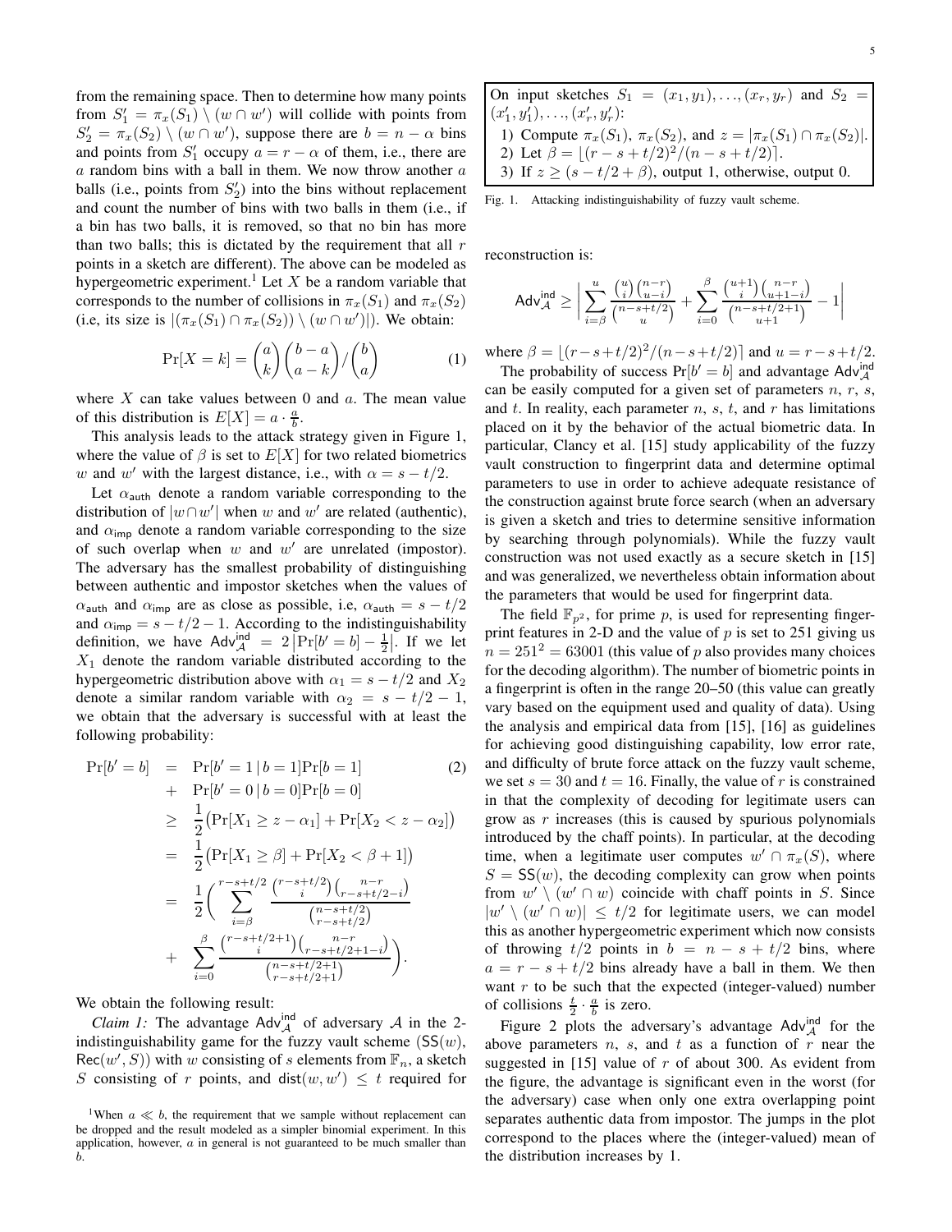from the remaining space. Then to determine how many points from $S_1' = \pi_x(S_1) \setminus (w \cap w')$ will collide with points from $S_2' = \pi_x(S_2) \setminus (w \cap w')$, suppose there are $b = n - \alpha$ bins and points from $S_1'$ occupy $a = r - \alpha$ of them, i.e., there are $a$ random bins with a ball in them. We now throw another $a$ balls (i.e., points from $S_2'$) into the bins without replacement and count the number of bins with two balls in them (i.e., if a bin has two balls, it is removed, so that no bin has more than two balls; this is dictated by the requirement that all $r$ points in a sketch are different). The above can be modeled as hypergeometric experiment.[1] Let $X$ be a random variable that corresponds to the number of collisions in $\pi_x(S_1)$ and $\pi_x(S_2)$ (i.e, its size is $|(\pi_x(S_1) \cap \pi_x(S_2)) \setminus (w \cap w')|$). We obtain:

$$\Pr[X = k] = \binom{a}{k}\binom{b-a}{a-k} / \binom{b}{a} \tag{1}$$

where $X$ can take values between 0 and $a$. The mean value of this distribution is $E[X] = a \cdot \frac{a}{b}$.

This analysis leads to the attack strategy given in Figure 1, where the value of $\beta$ is set to $E[X]$ for two related biometrics $w$ and $w'$ with the largest distance, i.e., with $\alpha = s - t/2$.

Let $\alpha_{\mathsf{auth}}$ denote a random variable corresponding to the distribution of $|w \cap w'|$ when $w$ and $w'$ are related (authentic), and $\alpha_{\mathsf{imp}}$ denote a random variable corresponding to the size of such overlap when $w$ and $w'$ are unrelated (impostor). The adversary has the smallest probability of distinguishing between authentic and impostor sketches when the values of $\alpha_{\mathsf{auth}}$ and $\alpha_{\mathsf{imp}}$ are as close as possible, i.e, $\alpha_{\mathsf{auth}} = s - t/2$ and $\alpha_{\mathsf{imp}} = s - t/2 - 1$. According to the indistinguishability definition, we have $\mathsf{Adv}_{\mathcal{A}}^{\mathsf{ind}} = 2\left|\Pr[b' = b] - \frac{1}{2}\right|$. If we let $X_1$ denote the random variable distributed according to the hypergeometric distribution above with $\alpha_1 = s - t/2$ and $X_2$ denote a similar random variable with $\alpha_2 = s - t/2 - 1$, we obtain that the adversary is successful with at least the following probability:

$$\begin{aligned}
\Pr[b' = b] &= \Pr[b' = 1 \,|\, b = 1]\Pr[b = 1] \qquad (2)\\
&+ \Pr[b' = 0 \,|\, b = 0]\Pr[b = 0]\\
&\geq \frac{1}{2}\big(\Pr[X_1 \geq z - \alpha_1] + \Pr[X_2 < z - \alpha_2]\big)\\
&= \frac{1}{2}\big(\Pr[X_1 \geq \beta] + \Pr[X_2 < \beta + 1]\big)\\
&= \frac{1}{2}\Bigg(\sum_{i=\beta}^{r-s+t/2} \frac{\binom{r-s+t/2}{i}\binom{n-r}{r-s+t/2-i}}{\binom{n-s+t/2}{r-s+t/2}}\\
&+ \sum_{i=0}^{\beta} \frac{\binom{r-s+t/2+1}{i}\binom{n-r}{r-s+t/2+1-i}}{\binom{n-s+t/2+1}{r-s+t/2+1}}\Bigg).
\end{aligned}$$

We obtain the following result:

*Claim 1:* The advantage $\mathsf{Adv}_{\mathcal{A}}^{\mathsf{ind}}$ of adversary $\mathcal{A}$ in the 2-indistinguishability game for the fuzzy vault scheme $(\mathsf{SS}(w), \mathsf{Rec}(w', S))$ with $w$ consisting of $s$ elements from $\mathbb{F}_n$, a sketch $S$ consisting of $r$ points, and $\mathsf{dist}(w, w') \leq t$ required for reconstruction is:

$$\mathsf{Adv}_{\mathcal{A}}^{\mathsf{ind}} \geq \left| \sum_{i=\beta}^{u} \frac{\binom{u}{i}\binom{n-r}{u-i}}{\binom{n-s+t/2}{u}} + \sum_{i=0}^{\beta} \frac{\binom{u+1}{i}\binom{n-r}{u+1-i}}{\binom{n-s+t/2+1}{u+1}} - 1 \right|$$

where $\beta = \lfloor (r-s+t/2)^2/(n-s+t/2) \rceil$ and $u = r-s+t/2$.

The probability of success $\Pr[b' = b]$ and advantage $\mathsf{Adv}_{\mathcal{A}}^{\mathsf{ind}}$ can be easily computed for a given set of parameters $n$, $r$, $s$, and $t$. In reality, each parameter $n$, $s$, $t$, and $r$ has limitations placed on it by the behavior of the actual biometric data. In particular, Clancy et al. [15] study applicability of the fuzzy vault construction to fingerprint data and determine optimal parameters to use in order to achieve adequate resistance of the construction against brute force search (when an adversary is given a sketch and tries to determine sensitive information by searching through polynomials). While the fuzzy vault construction was not used exactly as a secure sketch in [15] and was generalized, we nevertheless obtain information about the parameters that would be used for fingerprint data.

The field $\mathbb{F}_{p^2}$, for prime $p$, is used for representing fingerprint features in 2-D and the value of $p$ is set to 251 giving us $n = 251^2 = 63001$ (this value of $p$ also provides many choices for the decoding algorithm). The number of biometric points in a fingerprint is often in the range 20–50 (this value can greatly vary based on the equipment used and quality of data). Using the analysis and empirical data from [15], [16] as guidelines for achieving good distinguishing capability, low error rate, and difficulty of brute force attack on the fuzzy vault scheme, we set $s = 30$ and $t = 16$. Finally, the value of $r$ is constrained in that the complexity of decoding for legitimate users can grow as $r$ increases (this is caused by spurious polynomials introduced by the chaff points). In particular, at the decoding time, when a legitimate user computes $w' \cap \pi_x(S)$, where $S = \mathsf{SS}(w)$, the decoding complexity can grow when points from $w' \setminus (w' \cap w)$ coincide with chaff points in $S$. Since $|w' \setminus (w' \cap w)| \leq t/2$ for legitimate users, we can model this as another hypergeometric experiment which now consists of throwing $t/2$ points in $b = n - s + t/2$ bins, where $a = r - s + t/2$ bins already have a ball in them. We then want $r$ to be such that the expected (integer-valued) number of collisions $\frac{t}{2} \cdot \frac{a}{b}$ is zero.

Figure 2 plots the adversary's advantage $\mathsf{Adv}_{\mathcal{A}}^{\mathsf{ind}}$ for the above parameters $n$, $s$, and $t$ as a function of $r$ near the suggested in [15] value of $r$ of about 300. As evident from the figure, the advantage is significant even in the worst (for the adversary) case when only one extra overlapping point separates authentic data from impostor. The jumps in the plot correspond to the places where the (integer-valued) mean of the distribution increases by 1.

On input sketches $S_1 = (x_1, y_1), \ldots, (x_r, y_r)$ and $S_2 = (x_1', y_1'), \ldots, (x_r', y_r')$:

1) Compute $\pi_x(S_1)$, $\pi_x(S_2)$, and $z = |\pi_x(S_1) \cap \pi_x(S_2)|$.
2) Let $\beta = \lfloor (r-s+t/2)^2/(n-s+t/2) \rceil$.
3) If $z \geq (s - t/2 + \beta)$, output 1, otherwise, output 0.

Fig. 1. Attacking indistinguishability of fuzzy vault scheme.

[1] When $a \ll b$, the requirement that we sample without replacement can be dropped and the result modeled as a simpler binomial experiment. In this application, however, $a$ in general is not guaranteed to be much smaller than $b$.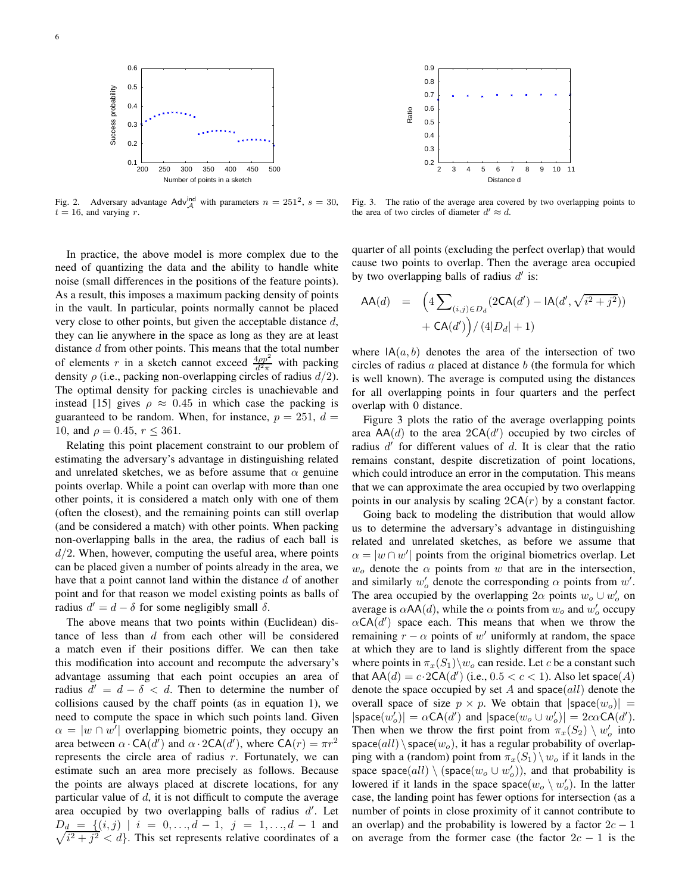Fig. 2. Adversary advantage $\mathsf{Adv}^{\mathsf{ind}}_{\mathcal{A}}$ with parameters $n = 251^2$, $s = 30$, $t = 16$, and varying $r$.

Fig. 3. The ratio of the average area covered by two overlapping points to the area of two circles of diameter $d' \approx d$.

In practice, the above model is more complex due to the need of quantizing the data and the ability to handle white noise (small differences in the positions of the feature points). As a result, this imposes a maximum packing density of points in the vault. In particular, points normally cannot be placed very close to other points, but given the acceptable distance $d$, they can lie anywhere in the space as long as they are at least distance $d$ from other points. This means that the total number of elements $r$ in a sketch cannot exceed $\frac{4\rho p^2}{d^2\pi}$ with packing density $\rho$ (i.e., packing non-overlapping circles of radius $d/2$). The optimal density for packing circles is unachievable and instead [15] gives $\rho \approx 0.45$ in which case the packing is guaranteed to be random. When, for instance, $p = 251$, $d = 10$, and $\rho = 0.45$, $r \leq 361$.

Relating this point placement constraint to our problem of estimating the adversary's advantage in distinguishing related and unrelated sketches, we as before assume that $\alpha$ genuine points overlap. While a point can overlap with more than one other points, it is considered a match only with one of them (often the closest), and the remaining points can still overlap (and be considered a match) with other points. When packing non-overlapping balls in the area, the radius of each ball is $d/2$. When, however, computing the useful area, where points can be placed given a number of points already in the area, we have that a point cannot land within the distance $d$ of another point and for that reason we model existing points as balls of radius $d' = d - \delta$ for some negligibly small $\delta$.

The above means that two points within (Euclidean) distance of less than $d$ from each other will be considered a match even if their positions differ. We can then take this modification into account and recompute the adversary's advantage assuming that each point occupies an area of radius $d' = d - \delta < d$. Then to determine the number of collisions caused by the chaff points (as in equation 1), we need to compute the space in which such points land. Given $\alpha = |w \cap w'|$ overlapping biometric points, they occupy an area between $\alpha \cdot \mathsf{CA}(d')$ and $\alpha \cdot 2\mathsf{CA}(d')$, where $\mathsf{CA}(r) = \pi r^2$ represents the circle area of radius $r$. Fortunately, we can estimate such an area more precisely as follows. Because the points are always placed at discrete locations, for any particular value of $d$, it is not difficult to compute the average area occupied by two overlapping balls of radius $d'$. Let $D_d = \{(i,j) \mid i = 0,\ldots,d-1,\ j = 1,\ldots,d-1$ and $\sqrt{i^2+j^2} < d\}$. This set represents relative coordinates of a quarter of all points (excluding the perfect overlap) that would cause two points to overlap. Then the average area occupied by two overlapping balls of radius $d'$ is:

$$\mathsf{AA}(d) \;=\; \Big(4\sum\nolimits_{(i,j)\in D_d}(2\mathsf{CA}(d') - \mathsf{IA}(d', \sqrt{i^2+j^2})) + \mathsf{CA}(d')\Big) \,/\, (4|D_d|+1)$$

where $\mathsf{IA}(a,b)$ denotes the area of the intersection of two circles of radius $a$ placed at distance $b$ (the formula for which is well known). The average is computed using the distances for all overlapping points in four quarters and the perfect overlap with 0 distance.

Figure 3 plots the ratio of the average overlapping points area $\mathsf{AA}(d)$ to the area $2\mathsf{CA}(d')$ occupied by two circles of radius $d'$ for different values of $d$. It is clear that the ratio remains constant, despite discretization of point locations, which could introduce an error in the computation. This means that we can approximate the area occupied by two overlapping points in our analysis by scaling $2\mathsf{CA}(r)$ by a constant factor.

Going back to modeling the distribution that would allow us to determine the adversary's advantage in distinguishing related and unrelated sketches, as before we assume that $\alpha = |w \cap w'|$ points from the original biometrics overlap. Let $w_o$ denote the $\alpha$ points from $w$ that are in the intersection, and similarly $w'_o$ denote the corresponding $\alpha$ points from $w'$. The area occupied by the overlapping $2\alpha$ points $w_o \cup w'_o$ on average is $\alpha\mathsf{AA}(d)$, while the $\alpha$ points from $w_o$ and $w'_o$ occupy $\alpha\mathsf{CA}(d')$ space each. This means that when we throw the remaining $r - \alpha$ points of $w'$ uniformly at random, the space at which they are to land is slightly different from the space where points in $\pi_x(S_1)\setminus w_o$ can reside. Let $c$ be a constant such that $\mathsf{AA}(d) = c \cdot 2\mathsf{CA}(d')$ (i.e., $0.5 < c < 1$). Also let $\mathsf{space}(A)$ denote the space occupied by set $A$ and $\mathsf{space}(all)$ denote the overall space of size $p \times p$. We obtain that $|\mathsf{space}(w_o)| = |\mathsf{space}(w'_o)| = \alpha\mathsf{CA}(d')$ and $|\mathsf{space}(w_o \cup w'_o)| = 2c\alpha\mathsf{CA}(d')$. Then when we throw the first point from $\pi_x(S_2) \setminus w'_o$ into $\mathsf{space}(all) \setminus \mathsf{space}(w_o)$, it has a regular probability of overlapping with a (random) point from $\pi_x(S_1) \setminus w_o$ if it lands in the space $\mathsf{space}(all) \setminus (\mathsf{space}(w_o \cup w'_o))$, and that probability is lowered if it lands in the space $\mathsf{space}(w_o \setminus w'_o)$. In the latter case, the landing point has fewer options for intersection (as a number of points in close proximity of it cannot contribute to an overlap) and the probability is lowered by a factor $2c - 1$ on average from the former case (the factor $2c - 1$ is the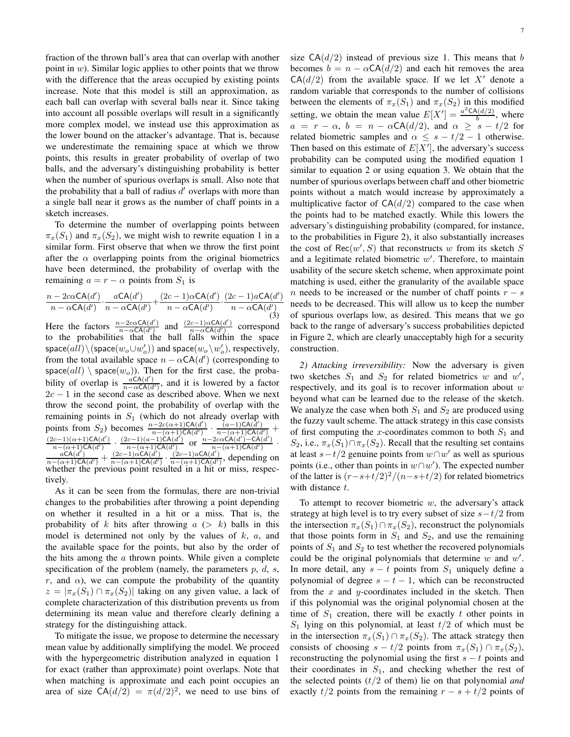fraction of the thrown ball's area that can overlap with another point in $w$). Similar logic applies to other points that we throw with the difference that the areas occupied by existing points increase. Note that this model is still an approximation, as each ball can overlap with several balls near it. Since taking into account all possible overlaps will result in a significantly more complex model, we instead use this approximation as the lower bound on the attacker's advantage. That is, because we underestimate the remaining space at which we throw points, this results in greater probability of overlap of two balls, and the adversary's distinguishing probability is better when the number of spurious overlaps is small. Also note that the probability that a ball of radius $d'$ overlaps with more than a single ball near it grows as the number of chaff points in a sketch increases.

To determine the number of overlapping points between $\pi_x(S_1)$ and $\pi_x(S_2)$, we might wish to rewrite equation 1 in a similar form. First observe that when we throw the first point after the $\alpha$ overlapping points from the original biometrics have been determined, the probability of overlap with the remaining $a = r - \alpha$ points from $S_1$ is

$$\frac{n - 2c\alpha\mathsf{CA}(d')}{n - \alpha\mathsf{CA}(d')} \cdot \frac{a\mathsf{CA}(d')}{n - \alpha\mathsf{CA}(d')} + \frac{(2c-1)\alpha\mathsf{CA}(d')}{n - \alpha\mathsf{CA}(d')} \cdot \frac{(2c-1)a\mathsf{CA}(d')}{n - \alpha\mathsf{CA}(d')} \quad (3)$$

Here the factors $\frac{n-2c\alpha\mathsf{CA}(d')}{n-\alpha\mathsf{CA}(d')}$ and $\frac{(2c-1)\alpha\mathsf{CA}(d')}{n-\alpha\mathsf{CA}(d')}$ correspond to the probabilities that the ball falls within the space $\mathsf{space}(all) \setminus (\mathsf{space}(w_o \cup w'_o))$ and $\mathsf{space}(w_o \setminus w'_o)$, respectively, from the total available space $n - \alpha\mathsf{CA}(d')$ (corresponding to $\mathsf{space}(all) \setminus \mathsf{space}(w_o)$). Then for the first case, the probability of overlap is $\frac{a\mathsf{CA}(d')}{n-\alpha\mathsf{CA}(d')}$, and it is lowered by a factor $2c-1$ in the second case as described above. When we next throw the second point, the probability of overlap with the remaining points in $S_1$ (which do not already overlap with points from $S_2$) becomes $\frac{n-2c(\alpha+1)\mathsf{CA}(d')}{n-(\alpha+1)\mathsf{CA}(d')} \cdot \frac{(a-1)\mathsf{CA}(d')}{n-(\alpha+1)\mathsf{CA}(d')} + \frac{(2c-1)(\alpha+1)\mathsf{CA}(d')}{n-(\alpha+1)\mathsf{CA}(d')} \cdot \frac{(2c-1)(a-1)\mathsf{CA}(d')}{n-(\alpha+1)\mathsf{CA}(d')}$ or $\frac{n-2c\alpha\mathsf{CA}(d')-\mathsf{CA}(d')}{n-(\alpha+1)\mathsf{CA}(d')} \cdot \frac{a\mathsf{CA}(d')}{n-(\alpha+1)\mathsf{CA}(d')} + \frac{(2c-1)\alpha\mathsf{CA}(d')}{n-(\alpha+1)\mathsf{CA}(d')} \cdot \frac{(2c-1)a\mathsf{CA}(d')}{n-(\alpha+1)\mathsf{CA}(d')}$, depending on whether the previous point resulted in a hit or miss, respectively.

As it can be seen from the formulas, there are non-trivial changes to the probabilities after throwing a point depending on whether it resulted in a hit or a miss. That is, the probability of $k$ hits after throwing $a$ ($> k$) balls in this model is determined not only by the values of $k$, $a$, and the available space for the points, but also by the order of the hits among the $a$ thrown points. While given a complete specification of the problem (namely, the parameters $p$, $d$, $s$, $r$, and $\alpha$), we can compute the probability of the quantity $z = |\pi_x(S_1) \cap \pi_x(S_2)|$ taking on any given value, a lack of complete characterization of this distribution prevents us from determining its mean value and therefore clearly defining a strategy for the distinguishing attack.

To mitigate the issue, we propose to determine the necessary mean value by additionally simplifying the model. We proceed with the hypergeometric distribution analyzed in equation 1 for exact (rather than approximate) point overlaps. Note that when matching is approximate and each point occupies an area of size $\mathsf{CA}(d/2) = \pi(d/2)^2$, we need to use bins of size $\mathsf{CA}(d/2)$ instead of previous size 1. This means that $b$ becomes $b = n - \alpha\mathsf{CA}(d/2)$ and each hit removes the area $\mathsf{CA}(d/2)$ from the available space. If we let $X'$ denote a random variable that corresponds to the number of collisions between the elements of $\pi_x(S_1)$ and $\pi_x(S_2)$ in this modified setting, we obtain the mean value $E[X'] = \frac{a^2\mathsf{CA}(d/2)}{b}$, where $a = r - \alpha$, $b = n - \alpha\mathsf{CA}(d/2)$, and $\alpha \geq s - t/2$ for related biometric samples and $\alpha \leq s - t/2 - 1$ otherwise. Then based on this estimate of $E[X']$, the adversary's success probability can be computed using the modified equation 1 similar to equation 2 or using equation 3. We obtain that the number of spurious overlaps between chaff and other biometric points without a match would increase by approximately a multiplicative factor of $\mathsf{CA}(d/2)$ compared to the case when the points had to be matched exactly. While this lowers the adversary's distinguishing probability (compared, for instance, to the probabilities in Figure 2), it also substantially increases the cost of $\mathsf{Rec}(w', S)$ that reconstructs $w$ from its sketch $S$ and a legitimate related biometric $w'$. Therefore, to maintain usability of the secure sketch scheme, when approximate point matching is used, either the granularity of the available space $n$ needs to be increased or the number of chaff points $r - s$ needs to be decreased. This will allow us to keep the number of spurious overlaps low, as desired. This means that we go back to the range of adversary's success probabilities depicted in Figure 2, which are clearly unacceptably high for a security construction.

*2) Attacking irreversibility:* Now the adversary is given two sketches $S_1$ and $S_2$ for related biometrics $w$ and $w'$, respectively, and its goal is to recover information about $w$ beyond what can be learned due to the release of the sketch. We analyze the case when both $S_1$ and $S_2$ are produced using the fuzzy vault scheme. The attack strategy in this case consists of first computing the $x$-coordinates common to both $S_1$ and $S_2$, i.e., $\pi_x(S_1) \cap \pi_x(S_2)$. Recall that the resulting set contains at least $s - t/2$ genuine points from $w \cap w'$ as well as spurious points (i.e., other than points in $w \cap w'$). The expected number of the latter is $(r - s + t/2)^2/(n - s + t/2)$ for related biometrics with distance $t$.

To attempt to recover biometric $w$, the adversary's attack strategy at high level is to try every subset of size $s - t/2$ from the intersection $\pi_x(S_1) \cap \pi_x(S_2)$, reconstruct the polynomials that those points form in $S_1$ and $S_2$, and use the remaining points of $S_1$ and $S_2$ to test whether the recovered polynomials could be the original polynomials that determine $w$ and $w'$. In more detail, any $s - t$ points from $S_1$ uniquely define a polynomial of degree $s - t - 1$, which can be reconstructed from the $x$ and $y$-coordinates included in the sketch. Then if this polynomial was the original polynomial chosen at the time of $S_1$ creation, there will be exactly $t$ other points in $S_1$ lying on this polynomial, at least $t/2$ of which must be in the intersection $\pi_x(S_1) \cap \pi_x(S_2)$. The attack strategy then consists of choosing $s - t/2$ points from $\pi_x(S_1) \cap \pi_x(S_2)$, reconstructing the polynomial using the first $s - t$ points and their coordinates in $S_1$, and checking whether the rest of the selected points ($t/2$ of them) lie on that polynomial *and* exactly $t/2$ points from the remaining $r - s + t/2$ points of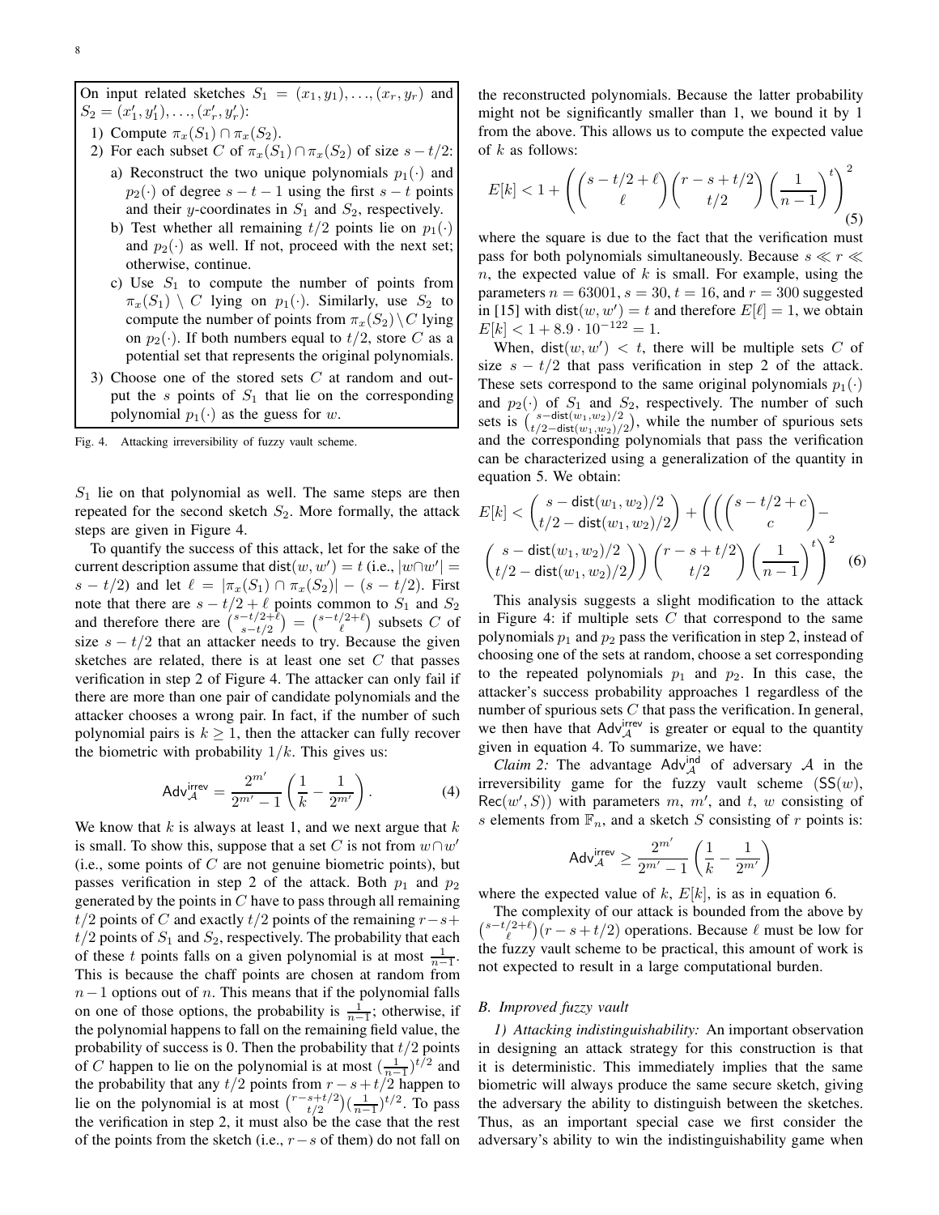On input related sketches $S_1 = (x_1, y_1), \ldots, (x_r, y_r)$ and $S_2 = (x'_1, y'_1), \ldots, (x'_r, y'_r)$:

1) Compute $\pi_x(S_1) \cap \pi_x(S_2)$.
2) For each subset $C$ of $\pi_x(S_1) \cap \pi_x(S_2)$ of size $s - t/2$:
   a) Reconstruct the two unique polynomials $p_1(\cdot)$ and $p_2(\cdot)$ of degree $s-t-1$ using the first $s-t$ points and their $y$-coordinates in $S_1$ and $S_2$, respectively.
   b) Test whether all remaining $t/2$ points lie on $p_1(\cdot)$ and $p_2(\cdot)$ as well. If not, proceed with the next set; otherwise, continue.
   c) Use $S_1$ to compute the number of points from $\pi_x(S_1) \setminus C$ lying on $p_1(\cdot)$. Similarly, use $S_2$ to compute the number of points from $\pi_x(S_2) \setminus C$ lying on $p_2(\cdot)$. If both numbers equal to $t/2$, store $C$ as a potential set that represents the original polynomials.
3) Choose one of the stored sets $C$ at random and output the $s$ points of $S_1$ that lie on the corresponding polynomial $p_1(\cdot)$ as the guess for $w$.

Fig. 4. Attacking irreversibility of fuzzy vault scheme.

$S_1$ lie on that polynomial as well. The same steps are then repeated for the second sketch $S_2$. More formally, the attack steps are given in Figure 4.

To quantify the success of this attack, let for the sake of the current description assume that $\mathsf{dist}(w, w') = t$ (i.e., $|w \cap w'| = s - t/2$) and let $\ell = |\pi_x(S_1) \cap \pi_x(S_2)| - (s - t/2)$. First note that there are $s - t/2 + \ell$ points common to $S_1$ and $S_2$ and therefore there are $\binom{s-t/2+\ell}{s-t/2} = \binom{s-t/2+\ell}{\ell}$ subsets $C$ of size $s - t/2$ that an attacker needs to try. Because the given sketches are related, there is at least one set $C$ that passes verification in step 2 of Figure 4. The attacker can only fail if there are more than one pair of candidate polynomials and the attacker chooses a wrong pair. In fact, if the number of such polynomial pairs is $k \geq 1$, then the attacker can fully recover the biometric with probability $1/k$. This gives us:

$$\mathsf{Adv}^{\mathsf{irrev}}_{\mathcal{A}} = \frac{2^{m'}}{2^{m'}-1}\left(\frac{1}{k} - \frac{1}{2^{m'}}\right). \quad (4)$$

We know that $k$ is always at least 1, and we next argue that $k$ is small. To show this, suppose that a set $C$ is not from $w \cap w'$ (i.e., some points of $C$ are not genuine biometric points), but passes verification in step 2 of the attack. Both $p_1$ and $p_2$ generated by the points in $C$ have to pass through all remaining $t/2$ points of $C$ and exactly $t/2$ points of the remaining $r-s+t/2$ points of $S_1$ and $S_2$, respectively. The probability that each of these $t$ points falls on a given polynomial is at most $\frac{1}{n-1}$. This is because the chaff points are chosen at random from $n-1$ options out of $n$. This means that if the polynomial falls on one of those options, the probability is $\frac{1}{n-1}$; otherwise, if the polynomial happens to fall on the remaining field value, the probability of success is 0. Then the probability that $t/2$ points of $C$ happen to lie on the polynomial is at most $(\frac{1}{n-1})^{t/2}$ and the probability that any $t/2$ points from $r-s+t/2$ happen to lie on the polynomial is at most $\binom{r-s+t/2}{t/2}(\frac{1}{n-1})^{t/2}$. To pass the verification in step 2, it must also be the case that the rest of the points from the sketch (i.e., $r-s$ of them) do not fall on the reconstructed polynomials. Because the latter probability might not be significantly smaller than 1, we bound it by 1 from the above. This allows us to compute the expected value of $k$ as follows:

$$E[k] < 1 + \left(\binom{s-t/2+\ell}{\ell}\binom{r-s+t/2}{t/2}\left(\frac{1}{n-1}\right)^t\right)^2 \quad (5)$$

where the square is due to the fact that the verification must pass for both polynomials simultaneously. Because $s \ll r \ll n$, the expected value of $k$ is small. For example, using the parameters $n = 63001$, $s = 30$, $t = 16$, and $r = 300$ suggested in [15] with $\mathsf{dist}(w, w') = t$ and therefore $E[\ell] = 1$, we obtain $E[k] < 1 + 8.9 \cdot 10^{-122} = 1$.

When, $\mathsf{dist}(w, w') < t$, there will be multiple sets $C$ of size $s - t/2$ that pass verification in step 2 of the attack. These sets correspond to the same original polynomials $p_1(\cdot)$ and $p_2(\cdot)$ of $S_1$ and $S_2$, respectively. The number of such sets is $\binom{s-\mathsf{dist}(w_1,w_2)/2}{t/2-\mathsf{dist}(w_1,w_2)/2}$, while the number of spurious sets and the corresponding polynomials that pass the verification can be characterized using a generalization of the quantity in equation 5. We obtain:

$$E[k] < \binom{s-\mathsf{dist}(w_1,w_2)/2}{t/2-\mathsf{dist}(w_1,w_2)/2} + \left(\left(\binom{s-t/2+c}{c} - \binom{s-\mathsf{dist}(w_1,w_2)/2}{t/2-\mathsf{dist}(w_1,w_2)/2}\right)\binom{r-s+t/2}{t/2}\left(\frac{1}{n-1}\right)^t\right)^2 \quad (6)$$

This analysis suggests a slight modification to the attack in Figure 4: if multiple sets $C$ that correspond to the same polynomials $p_1$ and $p_2$ pass the verification in step 2, instead of choosing one of the sets at random, choose a set corresponding to the repeated polynomials $p_1$ and $p_2$. In this case, the attacker's success probability approaches 1 regardless of the number of spurious sets $C$ that pass the verification. In general, we then have that $\mathsf{Adv}^{\mathsf{irrev}}_{\mathcal{A}}$ is greater or equal to the quantity given in equation 4. To summarize, we have:

*Claim 2:* The advantage $\mathsf{Adv}^{\mathsf{ind}}_{\mathcal{A}}$ of adversary $\mathcal{A}$ in the irreversibility game for the fuzzy vault scheme ($\mathsf{SS}(w)$, $\mathsf{Rec}(w', S)$) with parameters $m$, $m'$, and $t$, $w$ consisting of $s$ elements from $\mathbb{F}_n$, and a sketch $S$ consisting of $r$ points is:

$$\mathsf{Adv}^{\mathsf{irrev}}_{\mathcal{A}} \geq \frac{2^{m'}}{2^{m'}-1}\left(\frac{1}{k} - \frac{1}{2^{m'}}\right)$$

where the expected value of $k$, $E[k]$, is as in equation 6.

The complexity of our attack is bounded from the above by $\binom{s-t/2+\ell}{\ell}(r-s+t/2)$ operations. Because $\ell$ must be low for the fuzzy vault scheme to be practical, this amount of work is not expected to result in a large computational burden.

### B. Improved fuzzy vault

*1) Attacking indistinguishability:* An important observation in designing an attack strategy for this construction is that it is deterministic. This immediately implies that the same biometric will always produce the same secure sketch, giving the adversary the ability to distinguish between the sketches. Thus, as an important special case we first consider the adversary's ability to win the indistinguishability game when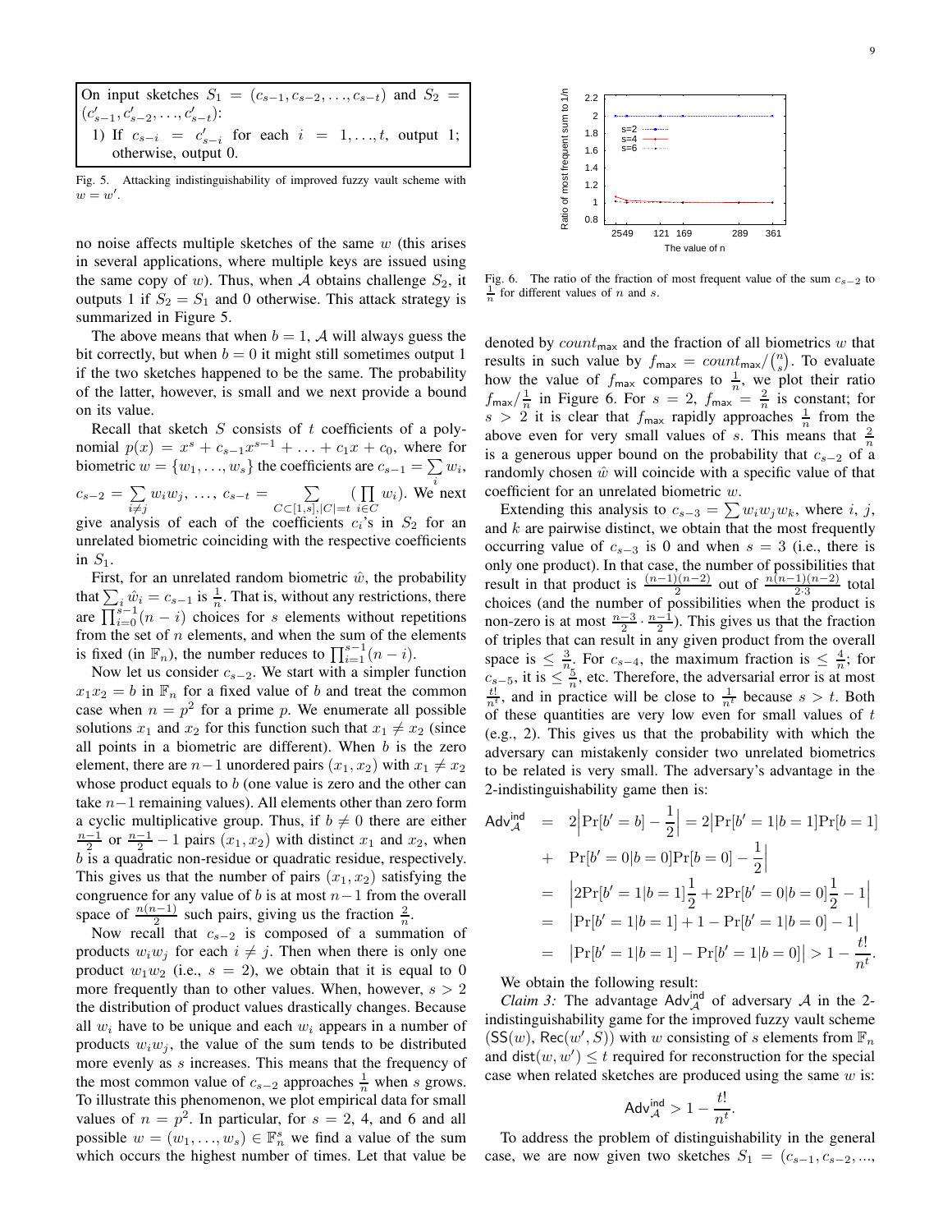On input sketches $S_1 = (c_{s-1}, c_{s-2}, \ldots, c_{s-t})$ and $S_2 = (c'_{s-1}, c'_{s-2}, \ldots, c'_{s-t})$:

1) If $c_{s-i} = c'_{s-i}$ for each $i = 1, \ldots, t$, output 1; otherwise, output 0.

Fig. 5. Attacking indistinguishability of improved fuzzy vault scheme with $w = w'$.

no noise affects multiple sketches of the same $w$ (this arises in several applications, where multiple keys are issued using the same copy of $w$). Thus, when $\mathcal{A}$ obtains challenge $S_2$, it outputs 1 if $S_2 = S_1$ and 0 otherwise. This attack strategy is summarized in Figure 5.

The above means that when $b = 1$, $\mathcal{A}$ will always guess the bit correctly, but when $b = 0$ it might still sometimes output 1 if the two sketches happened to be the same. The probability of the latter, however, is small and we next provide a bound on its value.

Recall that sketch $S$ consists of $t$ coefficients of a polynomial $p(x) = x^s + c_{s-1}x^{s-1} + \ldots + c_1 x + c_0$, where for biometric $w = \{w_1, \ldots, w_s\}$ the coefficients are $c_{s-1} = \sum_i w_i$, $c_{s-2} = \sum_{i \neq j} w_i w_j$, $\ldots$, $c_{s-t} = \sum_{C \subset [1,s], |C| = t} (\prod_{i \in C} w_i)$. We next give analysis of each of the coefficients $c_i$'s in $S_2$ for an unrelated biometric coinciding with the respective coefficients in $S_1$.

First, for an unrelated random biometric $\hat{w}$, the probability that $\sum_i \hat{w}_i = c_{s-1}$ is $\frac{1}{n}$. That is, without any restrictions, there are $\prod_{i=0}^{s-1}(n-i)$ choices for $s$ elements without repetitions from the set of $n$ elements, and when the sum of the elements is fixed (in $\mathbb{F}_n$), the number reduces to $\prod_{i=1}^{s-1}(n-i)$.

Now let us consider $c_{s-2}$. We start with a simpler function $x_1 x_2 = b$ in $\mathbb{F}_n$ for a fixed value of $b$ and treat the common case when $n = p^2$ for a prime $p$. We enumerate all possible solutions $x_1$ and $x_2$ for this function such that $x_1 \neq x_2$ (since all points in a biometric are different). When $b$ is the zero element, there are $n-1$ unordered pairs $(x_1, x_2)$ with $x_1 \neq x_2$ whose product equals to $b$ (one value is zero and the other can take $n-1$ remaining values). All elements other than zero form a cyclic multiplicative group. Thus, if $b \neq 0$ there are either $\frac{n-1}{2}$ or $\frac{n-1}{2} - 1$ pairs $(x_1, x_2)$ with distinct $x_1$ and $x_2$, when $b$ is a quadratic non-residue or quadratic residue, respectively. This gives us that the number of pairs $(x_1, x_2)$ satisfying the congruence for any value of $b$ is at most $n-1$ from the overall space of $\frac{n(n-1)}{2}$ such pairs, giving us the fraction $\frac{2}{n}$.

Now recall that $c_{s-2}$ is composed of a summation of products $w_i w_j$ for each $i \neq j$. Then when there is only one product $w_1 w_2$ (i.e., $s = 2$), we obtain that it is equal to 0 more frequently than to other values. When, however, $s > 2$ the distribution of product values drastically changes. Because all $w_i$ have to be unique and each $w_i$ appears in a number of products $w_i w_j$, the value of the sum tends to be distributed more evenly as $s$ increases. This means that the frequency of the most common value of $c_{s-2}$ approaches $\frac{1}{n}$ when $s$ grows. To illustrate this phenomenon, we plot empirical data for small values of $n = p^2$. In particular, for $s = 2$, 4, and 6 and all possible $w = (w_1, \ldots, w_s) \in \mathbb{F}_n^s$ we find a value of the sum which occurs the highest number of times. Let that value be denoted by $count_{\mathsf{max}}$ and the fraction of all biometrics $w$ that results in such value by $f_{\mathsf{max}} = count_{\mathsf{max}} / \binom{n}{s}$. To evaluate how the value of $f_{\mathsf{max}}$ compares to $\frac{1}{n}$, we plot their ratio $f_{\mathsf{max}} / \frac{1}{n}$ in Figure 6. For $s = 2$, $f_{\mathsf{max}} = \frac{2}{n}$ is constant; for $s > 2$ it is clear that $f_{\mathsf{max}}$ rapidly approaches $\frac{1}{n}$ from the above even for very small values of $s$. This means that $\frac{2}{n}$ is a generous upper bound on the probability that $c_{s-2}$ of a randomly chosen $\hat{w}$ will coincide with a specific value of that coefficient for an unrelated biometric $w$.

Fig. 6. The ratio of the fraction of most frequent value of the sum $c_{s-2}$ to $\frac{1}{n}$ for different values of $n$ and $s$.

Extending this analysis to $c_{s-3} = \sum w_i w_j w_k$, where $i$, $j$, and $k$ are pairwise distinct, we obtain that the most frequently occurring value of $c_{s-3}$ is 0 and when $s = 3$ (i.e., there is only one product). In that case, the number of possibilities that result in that product is $\frac{(n-1)(n-2)}{2}$ out of $\frac{n(n-1)(n-2)}{2 \cdot 3}$ total choices (and the number of possibilities when the product is non-zero is at most $\frac{n-3}{2} \cdot \frac{n-1}{2}$). This gives us that the fraction of triples that can result in any given product from the overall space is $\leq \frac{3}{n}$. For $c_{s-4}$, the maximum fraction is $\leq \frac{4}{n}$; for $c_{s-5}$, it is $\leq \frac{5}{n}$, etc. Therefore, the adversarial error is at most $\frac{t!}{n^t}$, and in practice will be close to $\frac{1}{n^t}$ because $s > t$. Both of these quantities are very low even for small values of $t$ (e.g., 2). This gives us that the probability with which the adversary can mistakenly consider two unrelated biometrics to be related is very small. The adversary's advantage in the 2-indistinguishability game then is:

$$
\begin{aligned}
\mathsf{Adv}_{\mathcal{A}}^{\mathsf{ind}} &= 2\Big|\Pr[b' = b] - \frac{1}{2}\Big| = 2\big|\Pr[b' = 1 | b = 1]\Pr[b = 1] \\
&+ \Pr[b' = 0 | b = 0]\Pr[b = 0] - \frac{1}{2}\Big| \\
&= \Big|2\Pr[b' = 1 | b = 1]\frac{1}{2} + 2\Pr[b' = 0 | b = 0]\frac{1}{2} - 1\Big| \\
&= \big|\Pr[b' = 1 | b = 1] + 1 - \Pr[b' = 1 | b = 0] - 1\big| \\
&= \big|\Pr[b' = 1 | b = 1] - \Pr[b' = 1 | b = 0]\big| > 1 - \frac{t!}{n^t}.
\end{aligned}
$$

We obtain the following result:

*Claim 3:* The advantage $\mathsf{Adv}_{\mathcal{A}}^{\mathsf{ind}}$ of adversary $\mathcal{A}$ in the 2-indistinguishability game for the improved fuzzy vault scheme $(\mathsf{SS}(w), \mathsf{Rec}(w', S))$ with $w$ consisting of $s$ elements from $\mathbb{F}_n$ and $\mathsf{dist}(w, w') \leq t$ required for reconstruction for the special case when related sketches are produced using the same $w$ is:

$$
\mathsf{Adv}_{\mathcal{A}}^{\mathsf{ind}} > 1 - \frac{t!}{n^t}.
$$

To address the problem of distinguishability in the general case, we are now given two sketches $S_1 = (c_{s-1}, c_{s-2}, \ldots,$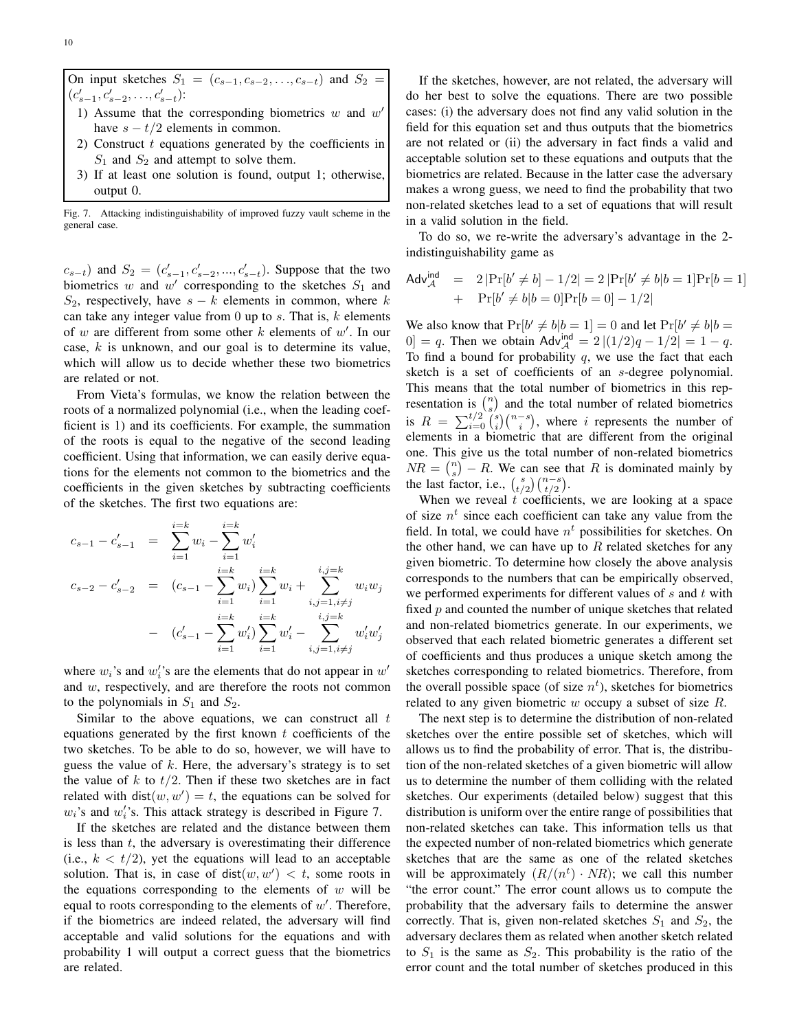On input sketches $S_1 = (c_{s-1}, c_{s-2}, \ldots, c_{s-t})$ and $S_2 = (c'_{s-1}, c'_{s-2}, \ldots, c'_{s-t})$:

1) Assume that the corresponding biometrics $w$ and $w'$ have $s - t/2$ elements in common.
2) Construct $t$ equations generated by the coefficients in $S_1$ and $S_2$ and attempt to solve them.
3) If at least one solution is found, output 1; otherwise, output 0.

Fig. 7. Attacking indistinguishability of improved fuzzy vault scheme in the general case.

$c_{s-t})$ and $S_2 = (c'_{s-1}, c'_{s-2}, ..., c'_{s-t})$. Suppose that the two biometrics $w$ and $w'$ corresponding to the sketches $S_1$ and $S_2$, respectively, have $s - k$ elements in common, where $k$ can take any integer value from 0 up to $s$. That is, $k$ elements of $w$ are different from some other $k$ elements of $w'$. In our case, $k$ is unknown, and our goal is to determine its value, which will allow us to decide whether these two biometrics are related or not.

From Vieta's formulas, we know the relation between the roots of a normalized polynomial (i.e., when the leading coefficient is 1) and its coefficients. For example, the summation of the roots is equal to the negative of the second leading coefficient. Using that information, we can easily derive equations for the elements not common to the biometrics and the coefficients in the given sketches by subtracting coefficients of the sketches. The first two equations are:

$$
\begin{aligned}
c_{s-1} - c'_{s-1} &= \sum_{i=1}^{i=k} w_i - \sum_{i=1}^{i=k} w'_i \\
c_{s-2} - c'_{s-2} &= (c_{s-1} - \sum_{i=1}^{i=k} w_i) \sum_{i=1}^{i=k} w_i + \sum_{i,j=1, i \neq j}^{i,j=k} w_i w_j \\
&- (c'_{s-1} - \sum_{i=1}^{i=k} w'_i) \sum_{i=1}^{i=k} w'_i - \sum_{i,j=1, i \neq j}^{i,j=k} w'_i w'_j
\end{aligned}
$$

where $w_i$'s and $w'_i$'s are the elements that do not appear in $w'$ and $w$, respectively, and are therefore the roots not common to the polynomials in $S_1$ and $S_2$.

Similar to the above equations, we can construct all $t$ equations generated by the first known $t$ coefficients of the two sketches. To be able to do so, however, we will have to guess the value of $k$. Here, the adversary's strategy is to set the value of $k$ to $t/2$. Then if these two sketches are in fact related with $\mathsf{dist}(w, w') = t$, the equations can be solved for $w_i$'s and $w'_i$'s. This attack strategy is described in Figure 7.

If the sketches are related and the distance between them is less than $t$, the adversary is overestimating their difference (i.e., $k < t/2$), yet the equations will lead to an acceptable solution. That is, in case of $\mathsf{dist}(w, w') < t$, some roots in the equations corresponding to the elements of $w$ will be equal to roots corresponding to the elements of $w'$. Therefore, if the biometrics are indeed related, the adversary will find acceptable and valid solutions for the equations and with probability 1 will output a correct guess that the biometrics are related.

If the sketches, however, are not related, the adversary will do her best to solve the equations. There are two possible cases: (i) the adversary does not find any valid solution in the field for this equation set and thus outputs that the biometrics are not related or (ii) the adversary in fact finds a valid and acceptable solution set to these equations and outputs that the biometrics are related. Because in the latter case the adversary makes a wrong guess, we need to find the probability that two non-related sketches lead to a set of equations that will result in a valid solution in the field.

To do so, we re-write the adversary's advantage in the 2-indistinguishability game as

$$
\begin{aligned}
\mathsf{Adv}_{\mathcal{A}}^{\mathsf{ind}} &= 2 \left| \Pr[b' \neq b] - 1/2 \right| = 2 \left| \Pr[b' \neq b | b = 1] \Pr[b = 1] \right. \\
&+ \left. \Pr[b' \neq b | b = 0] \Pr[b = 0] - 1/2 \right|
\end{aligned}
$$

We also know that $\Pr[b' \neq b | b = 1] = 0$ and let $\Pr[b' \neq b | b = 0] = q$. Then we obtain $\mathsf{Adv}_{\mathcal{A}}^{\mathsf{ind}} = 2 \left| (1/2)q - 1/2 \right| = 1 - q$. To find a bound for probability $q$, we use the fact that each sketch is a set of coefficients of an $s$-degree polynomial. This means that the total number of biometrics in this representation is $\binom{n}{s}$ and the total number of related biometrics is $R = \sum_{i=0}^{t/2} \binom{s}{i} \binom{n-s}{i}$, where $i$ represents the number of elements in a biometric that are different from the original one. This give us the total number of non-related biometrics $NR = \binom{n}{s} - R$. We can see that $R$ is dominated mainly by the last factor, i.e., $\binom{s}{t/2} \binom{n-s}{t/2}$.

When we reveal $t$ coefficients, we are looking at a space of size $n^t$ since each coefficient can take any value from the field. In total, we could have $n^t$ possibilities for sketches. On the other hand, we can have up to $R$ related sketches for any given biometric. To determine how closely the above analysis corresponds to the numbers that can be empirically observed, we performed experiments for different values of $s$ and $t$ with fixed $p$ and counted the number of unique sketches that related and non-related biometrics generate. In our experiments, we observed that each related biometric generates a different set of coefficients and thus produces a unique sketch among the sketches corresponding to related biometrics. Therefore, from the overall possible space (of size $n^t$), sketches for biometrics related to any given biometric $w$ occupy a subset of size $R$.

The next step is to determine the distribution of non-related sketches over the entire possible set of sketches, which will allows us to find the probability of error. That is, the distribution of the non-related sketches of a given biometric will allow us to determine the number of them colliding with the related sketches. Our experiments (detailed below) suggest that this distribution is uniform over the entire range of possibilities that non-related sketches can take. This information tells us that the expected number of non-related biometrics which generate sketches that are the same as one of the related sketches will be approximately $(R/(n^t) \cdot NR)$; we call this number "the error count." The error count allows us to compute the probability that the adversary fails to determine the answer correctly. That is, given non-related sketches $S_1$ and $S_2$, the adversary declares them as related when another sketch related to $S_1$ is the same as $S_2$. This probability is the ratio of the error count and the total number of sketches produced in this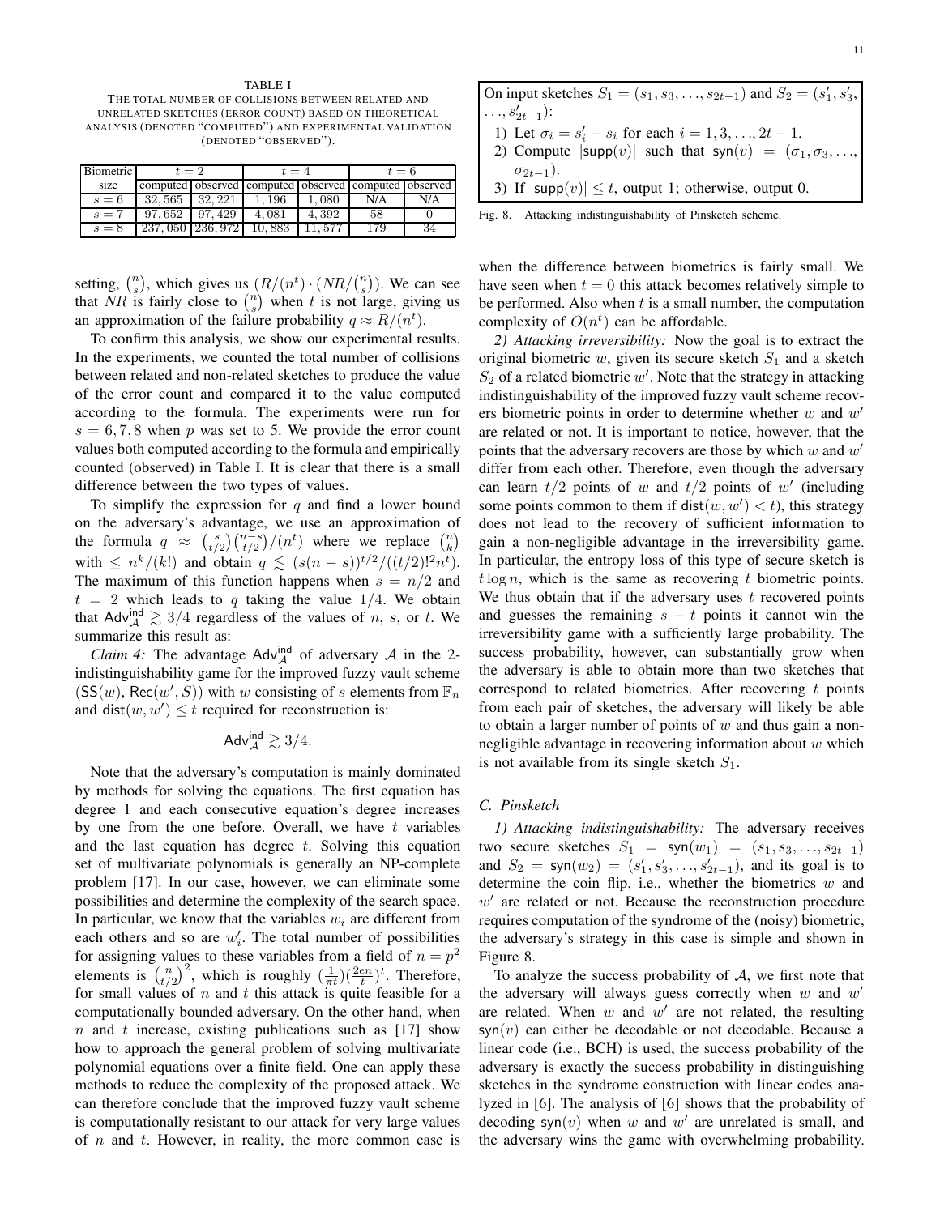TABLE I
THE TOTAL NUMBER OF COLLISIONS BETWEEN RELATED AND UNRELATED SKETCHES (ERROR COUNT) BASED ON THEORETICAL ANALYSIS (DENOTED "COMPUTED") AND EXPERIMENTAL VALIDATION (DENOTED "OBSERVED").

| Biometric | $t=2$ | | $t=4$ | | $t=6$ | |
|---|---|---|---|---|---|---|
| size | computed | observed | computed | observed | computed | observed |
| $s=6$ | $32,565$ | $32,221$ | $1,196$ | $1,080$ | N/A | N/A |
| $s=7$ | $97,652$ | $97,429$ | $4,081$ | $4,392$ | $58$ | $0$ |
| $s=8$ | $237,050$ | $236,972$ | $10,883$ | $11,577$ | $179$ | $34$ |

setting, $\binom{n}{s}$, which gives us $(R/(n^t)\cdot(NR/\binom{n}{s}))$. We can see that $NR$ is fairly close to $\binom{n}{s}$ when $t$ is not large, giving us an approximation of the failure probability $q \approx R/(n^t)$.

To confirm this analysis, we show our experimental results. In the experiments, we counted the total number of collisions between related and non-related sketches to produce the value of the error count and compared it to the value computed according to the formula. The experiments were run for $s=6,7,8$ when $p$ was set to 5. We provide the error count values both computed according to the formula and empirically counted (observed) in Table I. It is clear that there is a small difference between the two types of values.

To simplify the expression for $q$ and find a lower bound on the adversary's advantage, we use an approximation of the formula $q \approx \binom{s}{t/2}\binom{n-s}{t/2}/(n^t)$ where we replace $\binom{n}{k}$ with $\leq n^k/(k!)$ and obtain $q \lesssim (s(n-s))^{t/2}/((t/2)!^2 n^t)$. The maximum of this function happens when $s=n/2$ and $t=2$ which leads to $q$ taking the value $1/4$. We obtain that $\mathsf{Adv}^{\mathsf{ind}}_{\mathcal{A}} \gtrsim 3/4$ regardless of the values of $n$, $s$, or $t$. We summarize this result as:

*Claim 4:* The advantage $\mathsf{Adv}^{\mathsf{ind}}_{\mathcal{A}}$ of adversary $\mathcal{A}$ in the 2-indistinguishability game for the improved fuzzy vault scheme $(\mathsf{SS}(w), \mathsf{Rec}(w', S))$ with $w$ consisting of $s$ elements from $\mathbb{F}_n$ and $\mathsf{dist}(w,w') \leq t$ required for reconstruction is:

$$\mathsf{Adv}^{\mathsf{ind}}_{\mathcal{A}} \gtrsim 3/4.$$

Note that the adversary's computation is mainly dominated by methods for solving the equations. The first equation has degree 1 and each consecutive equation's degree increases by one from the one before. Overall, we have $t$ variables and the last equation has degree $t$. Solving this equation set of multivariate polynomials is generally an NP-complete problem [17]. In our case, however, we can eliminate some possibilities and determine the complexity of the search space. In particular, we know that the variables $w_i$ are different from each others and so are $w'_i$. The total number of possibilities for assigning values to these variables from a field of $n=p^2$ elements is $\binom{n}{t/2}^2$, which is roughly $(\frac{1}{\pi t})(\frac{2en}{t})^t$. Therefore, for small values of $n$ and $t$ this attack is quite feasible for a computationally bounded adversary. On the other hand, when $n$ and $t$ increase, existing publications such as [17] show how to approach the general problem of solving multivariate polynomial equations over a finite field. One can apply these methods to reduce the complexity of the proposed attack. We can therefore conclude that the improved fuzzy vault scheme is computationally resistant to our attack for very large values of $n$ and $t$. However, in reality, the more common case is when the difference between biometrics is fairly small. We have seen when $t=0$ this attack becomes relatively simple to be performed. Also when $t$ is a small number, the computation complexity of $O(n^t)$ can be affordable.

*2) Attacking irreversibility:* Now the goal is to extract the original biometric $w$, given its secure sketch $S_1$ and a sketch $S_2$ of a related biometric $w'$. Note that the strategy in attacking indistinguishability of the improved fuzzy vault scheme recovers biometric points in order to determine whether $w$ and $w'$ are related or not. It is important to notice, however, that the points that the adversary recovers are those by which $w$ and $w'$ differ from each other. Therefore, even though the adversary can learn $t/2$ points of $w$ and $t/2$ points of $w'$ (including some points common to them if $\mathsf{dist}(w,w') < t$), this strategy does not lead to the recovery of sufficient information to gain a non-negligible advantage in the irreversibility game. In particular, the entropy loss of this type of secure sketch is $t \log n$, which is the same as recovering $t$ biometric points. We thus obtain that if the adversary uses $t$ recovered points and guesses the remaining $s-t$ points it cannot win the irreversibility game with a sufficiently large probability. The success probability, however, can substantially grow when the adversary is able to obtain more than two sketches that correspond to related biometrics. After recovering $t$ points from each pair of sketches, the adversary will likely be able to obtain a larger number of points of $w$ and thus gain a non-negligible advantage in recovering information about $w$ which is not available from its single sketch $S_1$.

### C. Pinsketch

*1) Attacking indistinguishability:* The adversary receives two secure sketches $S_1 = \mathsf{syn}(w_1) = (s_1, s_3, \ldots, s_{2t-1})$ and $S_2 = \mathsf{syn}(w_2) = (s'_1, s'_3, \ldots, s'_{2t-1})$, and its goal is to determine the coin flip, i.e., whether the biometrics $w$ and $w'$ are related or not. Because the reconstruction procedure requires computation of the syndrome of the (noisy) biometric, the adversary's strategy in this case is simple and shown in Figure 8.

On input sketches $S_1 = (s_1, s_3, \ldots, s_{2t-1})$ and $S_2 = (s'_1, s'_3, \ldots, s'_{2t-1})$:

1) Let $\sigma_i = s'_i - s_i$ for each $i = 1, 3, \ldots, 2t-1$.
2) Compute $|\mathsf{supp}(v)|$ such that $\mathsf{syn}(v) = (\sigma_1, \sigma_3, \ldots, \sigma_{2t-1})$.
3) If $|\mathsf{supp}(v)| \leq t$, output 1; otherwise, output 0.

Fig. 8. Attacking indistinguishability of Pinsketch scheme.

To analyze the success probability of $\mathcal{A}$, we first note that the adversary will always guess correctly when $w$ and $w'$ are related. When $w$ and $w'$ are not related, the resulting $\mathsf{syn}(v)$ can either be decodable or not decodable. Because a linear code (i.e., BCH) is used, the success probability of the adversary is exactly the success probability in distinguishing sketches in the syndrome construction with linear codes analyzed in [6]. The analysis of [6] shows that the probability of decoding $\mathsf{syn}(v)$ when $w$ and $w'$ are unrelated is small, and the adversary wins the game with overwhelming probability.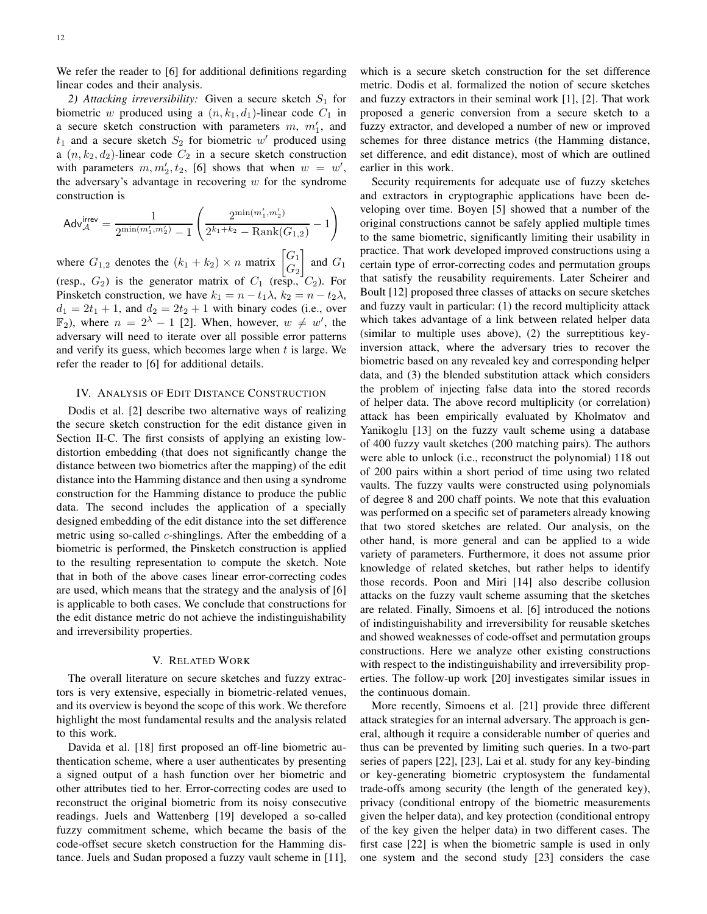We refer the reader to [6] for additional definitions regarding linear codes and their analysis.

*2) Attacking irreversibility:* Given a secure sketch $S_1$ for biometric $w$ produced using a $(n, k_1, d_1)$-linear code $C_1$ in a secure sketch construction with parameters $m$, $m'_1$, and $t_1$ and a secure sketch $S_2$ for biometric $w'$ produced using a $(n, k_2, d_2)$-linear code $C_2$ in a secure sketch construction with parameters $m, m'_2, t_2$, [6] shows that when $w = w'$, the adversary's advantage in recovering $w$ for the syndrome construction is

$$\mathsf{Adv}_{\mathcal{A}}^{\mathsf{irrev}} = \frac{1}{2^{\min(m'_1, m'_2)} - 1}\left(\frac{2^{\min(m'_1, m'_2)}}{2^{k_1+k_2} - \mathrm{Rank}(G_{1,2})} - 1\right)$$

where $G_{1,2}$ denotes the $(k_1 + k_2) \times n$ matrix $\begin{bmatrix} G_1 \\ G_2 \end{bmatrix}$ and $G_1$ (resp., $G_2$) is the generator matrix of $C_1$ (resp., $C_2$). For Pinsketch construction, we have $k_1 = n - t_1\lambda$, $k_2 = n - t_2\lambda$, $d_1 = 2t_1 + 1$, and $d_2 = 2t_2 + 1$ with binary codes (i.e., over $\mathbb{F}_2$), where $n = 2^\lambda - 1$ [2]. When, however, $w \neq w'$, the adversary will need to iterate over all possible error patterns and verify its guess, which becomes large when $t$ is large. We refer the reader to [6] for additional details.

## IV. Analysis of Edit Distance Construction

Dodis et al. [2] describe two alternative ways of realizing the secure sketch construction for the edit distance given in Section II-C. The first consists of applying an existing low-distortion embedding (that does not significantly change the distance between two biometrics after the mapping) of the edit distance into the Hamming distance and then using a syndrome construction for the Hamming distance to produce the public data. The second includes the application of a specially designed embedding of the edit distance into the set difference metric using so-called $c$-shinglings. After the embedding of a biometric is performed, the Pinsketch construction is applied to the resulting representation to compute the sketch. Note that in both of the above cases linear error-correcting codes are used, which means that the strategy and the analysis of [6] is applicable to both cases. We conclude that constructions for the edit distance metric do not achieve the indistinguishability and irreversibility properties.

## V. Related Work

The overall literature on secure sketches and fuzzy extractors is very extensive, especially in biometric-related venues, and its overview is beyond the scope of this work. We therefore highlight the most fundamental results and the analysis related to this work.

Davida et al. [18] first proposed an off-line biometric authentication scheme, where a user authenticates by presenting a signed output of a hash function over her biometric and other attributes tied to her. Error-correcting codes are used to reconstruct the original biometric from its noisy consecutive readings. Juels and Wattenberg [19] developed a so-called fuzzy commitment scheme, which became the basis of the code-offset secure sketch construction for the Hamming distance. Juels and Sudan proposed a fuzzy vault scheme in [11], which is a secure sketch construction for the set difference metric. Dodis et al. formalized the notion of secure sketches and fuzzy extractors in their seminal work [1], [2]. That work proposed a generic conversion from a secure sketch to a fuzzy extractor, and developed a number of new or improved schemes for three distance metrics (the Hamming distance, set difference, and edit distance), most of which are outlined earlier in this work.

Security requirements for adequate use of fuzzy sketches and extractors in cryptographic applications have been developing over time. Boyen [5] showed that a number of the original constructions cannot be safely applied multiple times to the same biometric, significantly limiting their usability in practice. That work developed improved constructions using a certain type of error-correcting codes and permutation groups that satisfy the reusability requirements. Later Scheirer and Boult [12] proposed three classes of attacks on secure sketches and fuzzy vault in particular: (1) the record multiplicity attack which takes advantage of a link between related helper data (similar to multiple uses above), (2) the surreptitious key-inversion attack, where the adversary tries to recover the biometric based on any revealed key and corresponding helper data, and (3) the blended substitution attack which considers the problem of injecting false data into the stored records of helper data. The above record multiplicity (or correlation) attack has been empirically evaluated by Kholmatov and Yanikoglu [13] on the fuzzy vault scheme using a database of 400 fuzzy vault sketches (200 matching pairs). The authors were able to unlock (i.e., reconstruct the polynomial) 118 out of 200 pairs within a short period of time using two related vaults. The fuzzy vaults were constructed using polynomials of degree 8 and 200 chaff points. We note that this evaluation was performed on a specific set of parameters already knowing that two stored sketches are related. Our analysis, on the other hand, is more general and can be applied to a wide variety of parameters. Furthermore, it does not assume prior knowledge of related sketches, but rather helps to identify those records. Poon and Miri [14] also describe collusion attacks on the fuzzy vault scheme assuming that the sketches are related. Finally, Simoens et al. [6] introduced the notions of indistinguishability and irreversibility for reusable sketches and showed weaknesses of code-offset and permutation groups constructions. Here we analyze other existing constructions with respect to the indistinguishability and irreversibility properties. The follow-up work [20] investigates similar issues in the continuous domain.

More recently, Simoens et al. [21] provide three different attack strategies for an internal adversary. The approach is general, although it require a considerable number of queries and thus can be prevented by limiting such queries. In a two-part series of papers [22], [23], Lai et al. study for any key-binding or key-generating biometric cryptosystem the fundamental trade-offs among security (the length of the generated key), privacy (conditional entropy of the biometric measurements given the helper data), and key protection (conditional entropy of the key given the helper data) in two different cases. The first case [22] is when the biometric sample is used in only one system and the second study [23] considers the case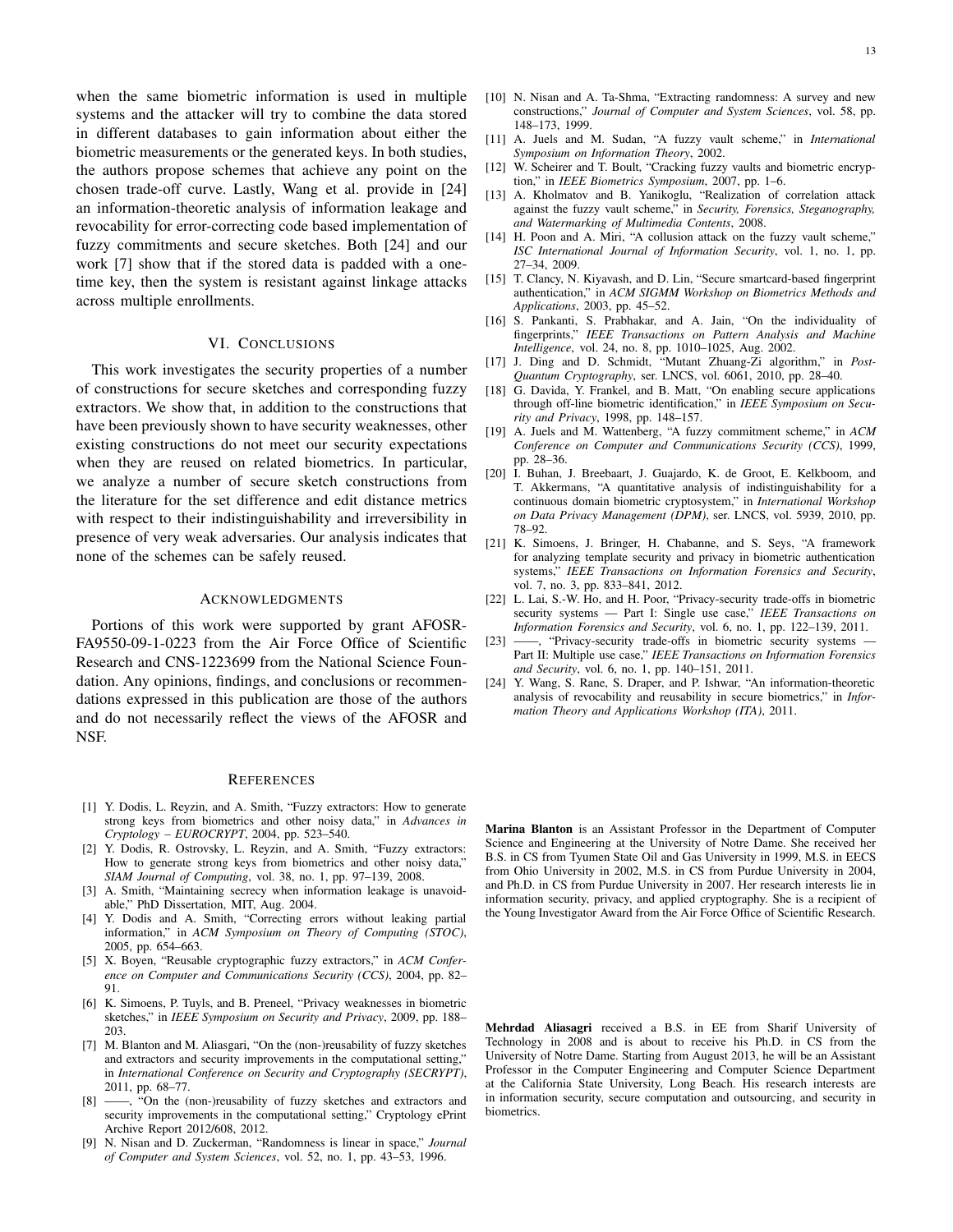when the same biometric information is used in multiple systems and the attacker will try to combine the data stored in different databases to gain information about either the biometric measurements or the generated keys. In both studies, the authors propose schemes that achieve any point on the chosen trade-off curve. Lastly, Wang et al. provide in [24] an information-theoretic analysis of information leakage and revocability for error-correcting code based implementation of fuzzy commitments and secure sketches. Both [24] and our work [7] show that if the stored data is padded with a one-time key, then the system is resistant against linkage attacks across multiple enrollments.

## VI. Conclusions

This work investigates the security properties of a number of constructions for secure sketches and corresponding fuzzy extractors. We show that, in addition to the constructions that have been previously shown to have security weaknesses, other existing constructions do not meet our security expectations when they are reused on related biometrics. In particular, we analyze a number of secure sketch constructions from the literature for the set difference and edit distance metrics with respect to their indistinguishability and irreversibility in presence of very weak adversaries. Our analysis indicates that none of the schemes can be safely reused.

## Acknowledgments

Portions of this work were supported by grant AFOSR-FA9550-09-1-0223 from the Air Force Office of Scientific Research and CNS-1223699 from the National Science Foundation. Any opinions, findings, and conclusions or recommendations expressed in this publication are those of the authors and do not necessarily reflect the views of the AFOSR and NSF.

## References

[1] Y. Dodis, L. Reyzin, and A. Smith, "Fuzzy extractors: How to generate strong keys from biometrics and other noisy data," in *Advances in Cryptology – EUROCRYPT*, 2004, pp. 523–540.

[2] Y. Dodis, R. Ostrovsky, L. Reyzin, and A. Smith, "Fuzzy extractors: How to generate strong keys from biometrics and other noisy data," *SIAM Journal of Computing*, vol. 38, no. 1, pp. 97–139, 2008.

[3] A. Smith, "Maintaining secrecy when information leakage is unavoidable," PhD Dissertation, MIT, Aug. 2004.

[4] Y. Dodis and A. Smith, "Correcting errors without leaking partial information," in *ACM Symposium on Theory of Computing (STOC)*, 2005, pp. 654–663.

[5] X. Boyen, "Reusable cryptographic fuzzy extractors," in *ACM Conference on Computer and Communications Security (CCS)*, 2004, pp. 82–91.

[6] K. Simoens, P. Tuyls, and B. Preneel, "Privacy weaknesses in biometric sketches," in *IEEE Symposium on Security and Privacy*, 2009, pp. 188–203.

[7] M. Blanton and M. Aliasgari, "On the (non-)reusability of fuzzy sketches and extractors and security improvements in the computational setting," in *International Conference on Security and Cryptography (SECRYPT)*, 2011, pp. 68–77.

[8] ——, "On the (non-)reusability of fuzzy sketches and extractors and security improvements in the computational setting," Cryptology ePrint Archive Report 2012/608, 2012.

[9] N. Nisan and D. Zuckerman, "Randomness is linear in space," *Journal of Computer and System Sciences*, vol. 52, no. 1, pp. 43–53, 1996.

[10] N. Nisan and A. Ta-Shma, "Extracting randomness: A survey and new constructions," *Journal of Computer and System Sciences*, vol. 58, pp. 148–173, 1999.

[11] A. Juels and M. Sudan, "A fuzzy vault scheme," in *International Symposium on Information Theory*, 2002.

[12] W. Scheirer and T. Boult, "Cracking fuzzy vaults and biometric encryption," in *IEEE Biometrics Symposium*, 2007, pp. 1–6.

[13] A. Kholmatov and B. Yanikoglu, "Realization of correlation attack against the fuzzy vault scheme," in *Security, Forensics, Steganography, and Watermarking of Multimedia Contents*, 2008.

[14] H. Poon and A. Miri, "A collusion attack on the fuzzy vault scheme," *ISC International Journal of Information Security*, vol. 1, no. 1, pp. 27–34, 2009.

[15] T. Clancy, N. Kiyavash, and D. Lin, "Secure smartcard-based fingerprint authentication," in *ACM SIGMM Workshop on Biometrics Methods and Applications*, 2003, pp. 45–52.

[16] S. Pankanti, S. Prabhakar, and A. Jain, "On the individuality of fingerprints," *IEEE Transactions on Pattern Analysis and Machine Intelligence*, vol. 24, no. 8, pp. 1010–1025, Aug. 2002.

[17] J. Ding and D. Schmidt, "Mutant Zhuang-Zi algorithm," in *Post-Quantum Cryptography*, ser. LNCS, vol. 6061, 2010, pp. 28–40.

[18] G. Davida, Y. Frankel, and B. Matt, "On enabling secure applications through off-line biometric identification," in *IEEE Symposium on Security and Privacy*, 1998, pp. 148–157.

[19] A. Juels and M. Wattenberg, "A fuzzy commitment scheme," in *ACM Conference on Computer and Communications Security (CCS)*, 1999, pp. 28–36.

[20] I. Buhan, J. Breebaart, J. Guajardo, K. de Groot, E. Kelkboom, and T. Akkermans, "A quantitative analysis of indistinguishability for a continuous domain biometric cryptosystem," in *International Workshop on Data Privacy Management (DPM)*, ser. LNCS, vol. 5939, 2010, pp. 78–92.

[21] K. Simoens, J. Bringer, H. Chabanne, and S. Seys, "A framework for analyzing template security and privacy in biometric authentication systems," *IEEE Transactions on Information Forensics and Security*, vol. 7, no. 3, pp. 833–841, 2012.

[22] L. Lai, S.-W. Ho, and H. Poor, "Privacy-security trade-offs in biometric security systems — Part I: Single use case," *IEEE Transactions on Information Forensics and Security*, vol. 6, no. 1, pp. 122–139, 2011.

[23] ——, "Privacy-security trade-offs in biometric security systems — Part II: Multiple use case," *IEEE Transactions on Information Forensics and Security*, vol. 6, no. 1, pp. 140–151, 2011.

[24] Y. Wang, S. Rane, S. Draper, and P. Ishwar, "An information-theoretic analysis of revocability and reusability in secure biometrics," in *Information Theory and Applications Workshop (ITA)*, 2011.

**Marina Blanton** is an Assistant Professor in the Department of Computer Science and Engineering at the University of Notre Dame. She received her B.S. in CS from Tyumen State Oil and Gas University in 1999, M.S. in EECS from Ohio University in 2002, M.S. in CS from Purdue University in 2004, and Ph.D. in CS from Purdue University in 2007. Her research interests lie in information security, privacy, and applied cryptography. She is a recipient of the Young Investigator Award from the Air Force Office of Scientific Research.

**Mehrdad Aliasagri** received a B.S. in EE from Sharif University of Technology in 2008 and is about to receive his Ph.D. in CS from the University of Notre Dame. Starting from August 2013, he will be an Assistant Professor in the Computer Engineering and Computer Science Department at the California State University, Long Beach. His research interests are in information security, secure computation and outsourcing, and security in biometrics.